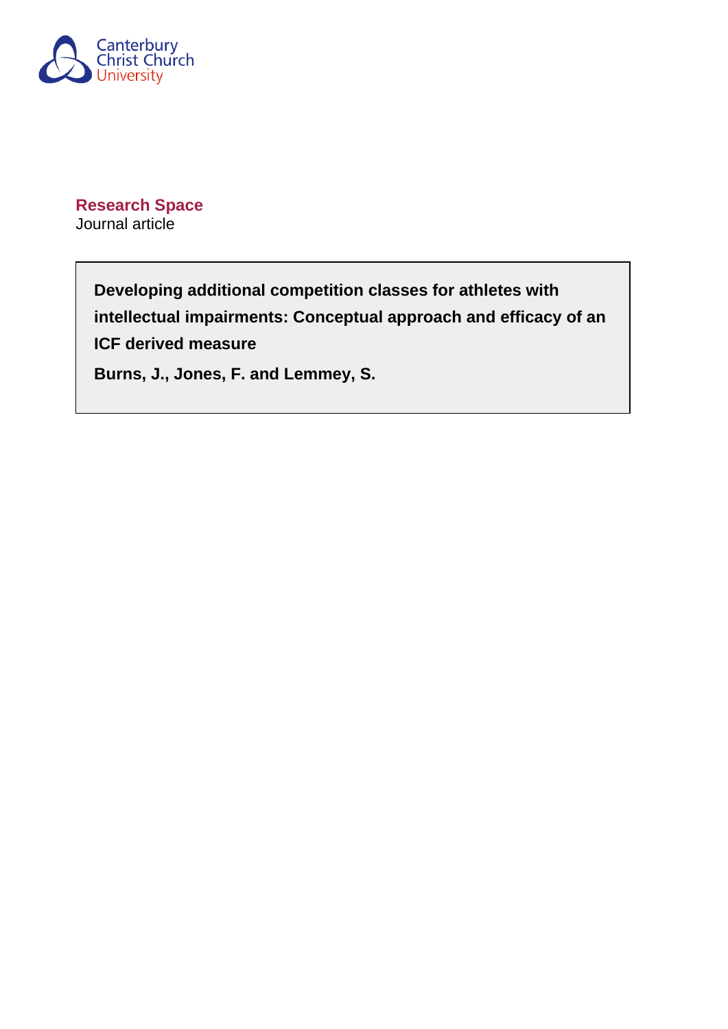Canterbury Christ Church University

**Research Space**
Journal article

**Developing additional competition classes for athletes with intellectual impairments: Conceptual approach and efficacy of an ICF derived measure**

**Burns, J., Jones, F. and Lemmey, S.**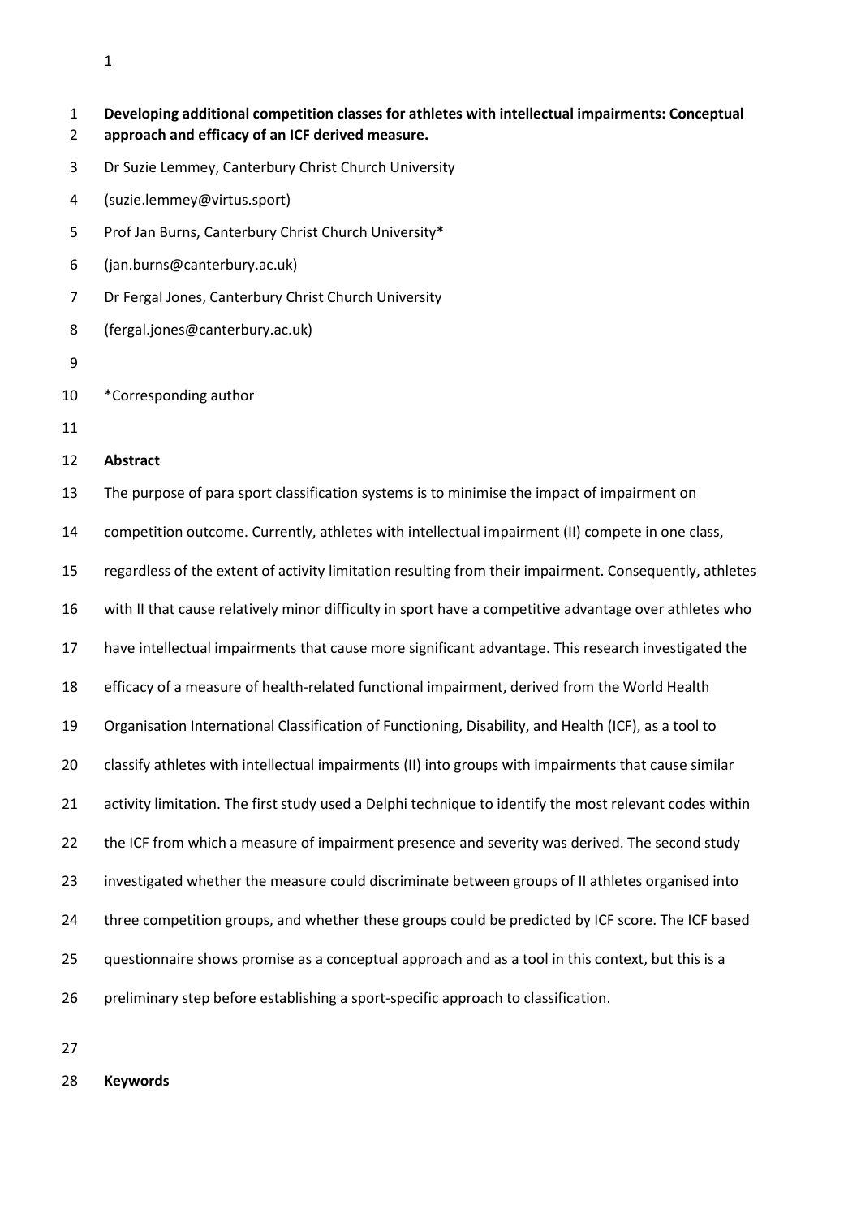**Developing additional competition classes for athletes with intellectual impairments: Conceptual approach and efficacy of an ICF derived measure.**

Dr Suzie Lemmey, Canterbury Christ Church University

(suzie.lemmey@virtus.sport)

Prof Jan Burns, Canterbury Christ Church University*

(jan.burns@canterbury.ac.uk)

Dr Fergal Jones, Canterbury Christ Church University

(fergal.jones@canterbury.ac.uk)

*Corresponding author

## Abstract

The purpose of para sport classification systems is to minimise the impact of impairment on competition outcome. Currently, athletes with intellectual impairment (II) compete in one class, regardless of the extent of activity limitation resulting from their impairment. Consequently, athletes with II that cause relatively minor difficulty in sport have a competitive advantage over athletes who have intellectual impairments that cause more significant advantage. This research investigated the efficacy of a measure of health-related functional impairment, derived from the World Health Organisation International Classification of Functioning, Disability, and Health (ICF), as a tool to classify athletes with intellectual impairments (II) into groups with impairments that cause similar activity limitation. The first study used a Delphi technique to identify the most relevant codes within the ICF from which a measure of impairment presence and severity was derived. The second study investigated whether the measure could discriminate between groups of II athletes organised into three competition groups, and whether these groups could be predicted by ICF score. The ICF based questionnaire shows promise as a conceptual approach and as a tool in this context, but this is a preliminary step before establishing a sport-specific approach to classification.

**Keywords**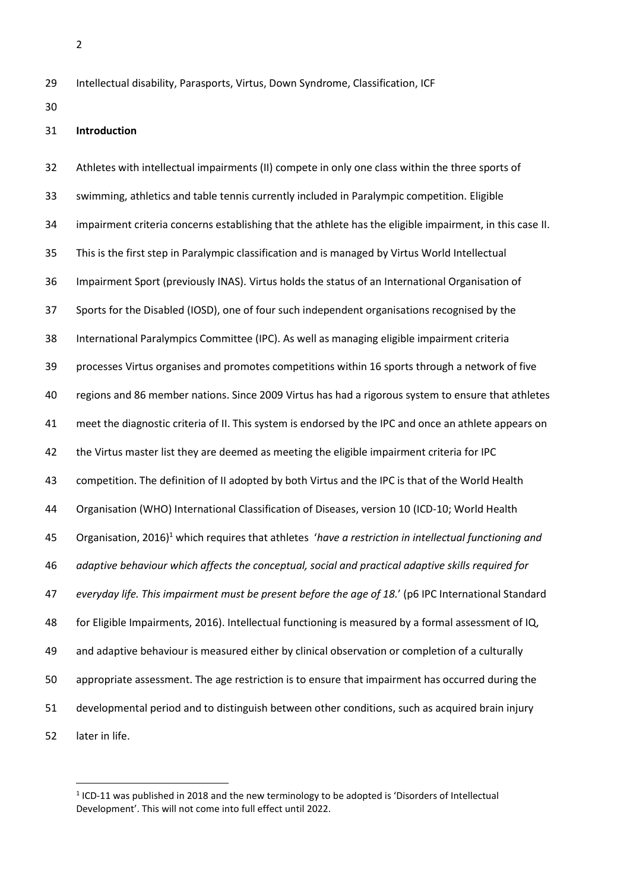Intellectual disability, Parasports, Virtus, Down Syndrome, Classification, ICF

## Introduction

Athletes with intellectual impairments (II) compete in only one class within the three sports of swimming, athletics and table tennis currently included in Paralympic competition. Eligible impairment criteria concerns establishing that the athlete has the eligible impairment, in this case II. This is the first step in Paralympic classification and is managed by Virtus World Intellectual Impairment Sport (previously INAS). Virtus holds the status of an International Organisation of Sports for the Disabled (IOSD), one of four such independent organisations recognised by the International Paralympics Committee (IPC). As well as managing eligible impairment criteria processes Virtus organises and promotes competitions within 16 sports through a network of five regions and 86 member nations. Since 2009 Virtus has had a rigorous system to ensure that athletes meet the diagnostic criteria of II. This system is endorsed by the IPC and once an athlete appears on the Virtus master list they are deemed as meeting the eligible impairment criteria for IPC competition. The definition of II adopted by both Virtus and the IPC is that of the World Health Organisation (WHO) International Classification of Diseases, version 10 (ICD-10; World Health Organisation, 2016)[1] which requires that athletes '*have a restriction in intellectual functioning and adaptive behaviour which affects the conceptual, social and practical adaptive skills required for everyday life. This impairment must be present before the age of 18.*' (p6 IPC International Standard for Eligible Impairments, 2016). Intellectual functioning is measured by a formal assessment of IQ, and adaptive behaviour is measured either by clinical observation or completion of a culturally appropriate assessment. The age restriction is to ensure that impairment has occurred during the developmental period and to distinguish between other conditions, such as acquired brain injury later in life.

[1] ICD-11 was published in 2018 and the new terminology to be adopted is 'Disorders of Intellectual Development'. This will not come into full effect until 2022.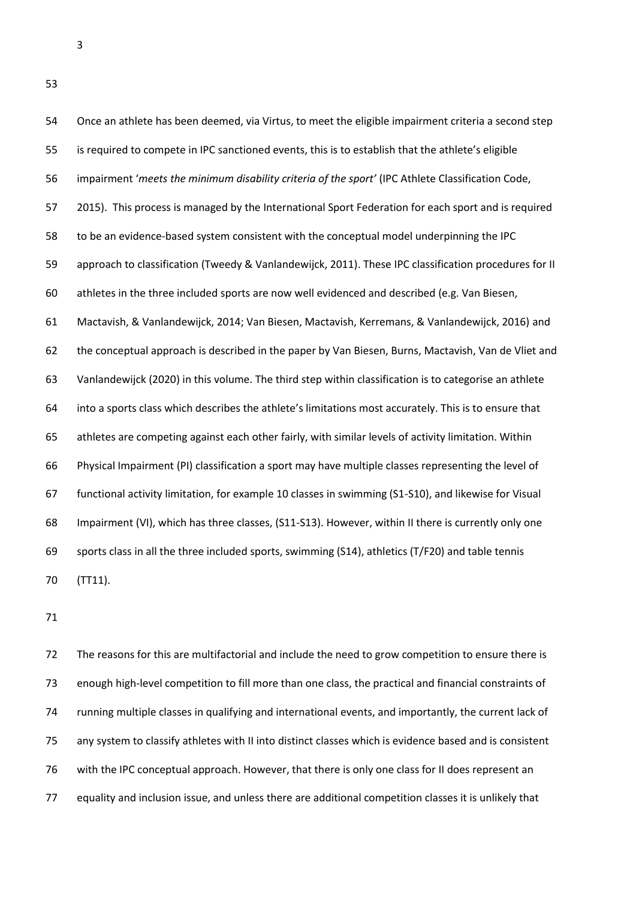Once an athlete has been deemed, via Virtus, to meet the eligible impairment criteria a second step is required to compete in IPC sanctioned events, this is to establish that the athlete's eligible impairment '*meets the minimum disability criteria of the sport'* (IPC Athlete Classification Code, 2015). This process is managed by the International Sport Federation for each sport and is required to be an evidence-based system consistent with the conceptual model underpinning the IPC approach to classification (Tweedy & Vanlandewijck, 2011). These IPC classification procedures for II athletes in the three included sports are now well evidenced and described (e.g. Van Biesen, Mactavish, & Vanlandewijck, 2014; Van Biesen, Mactavish, Kerremans, & Vanlandewijck, 2016) and the conceptual approach is described in the paper by Van Biesen, Burns, Mactavish, Van de Vliet and Vanlandewijck (2020) in this volume. The third step within classification is to categorise an athlete into a sports class which describes the athlete's limitations most accurately. This is to ensure that athletes are competing against each other fairly, with similar levels of activity limitation. Within Physical Impairment (PI) classification a sport may have multiple classes representing the level of functional activity limitation, for example 10 classes in swimming (S1-S10), and likewise for Visual Impairment (VI), which has three classes, (S11-S13). However, within II there is currently only one sports class in all the three included sports, swimming (S14), athletics (T/F20) and table tennis (TT11).

The reasons for this are multifactorial and include the need to grow competition to ensure there is enough high-level competition to fill more than one class, the practical and financial constraints of running multiple classes in qualifying and international events, and importantly, the current lack of any system to classify athletes with II into distinct classes which is evidence based and is consistent with the IPC conceptual approach. However, that there is only one class for II does represent an equality and inclusion issue, and unless there are additional competition classes it is unlikely that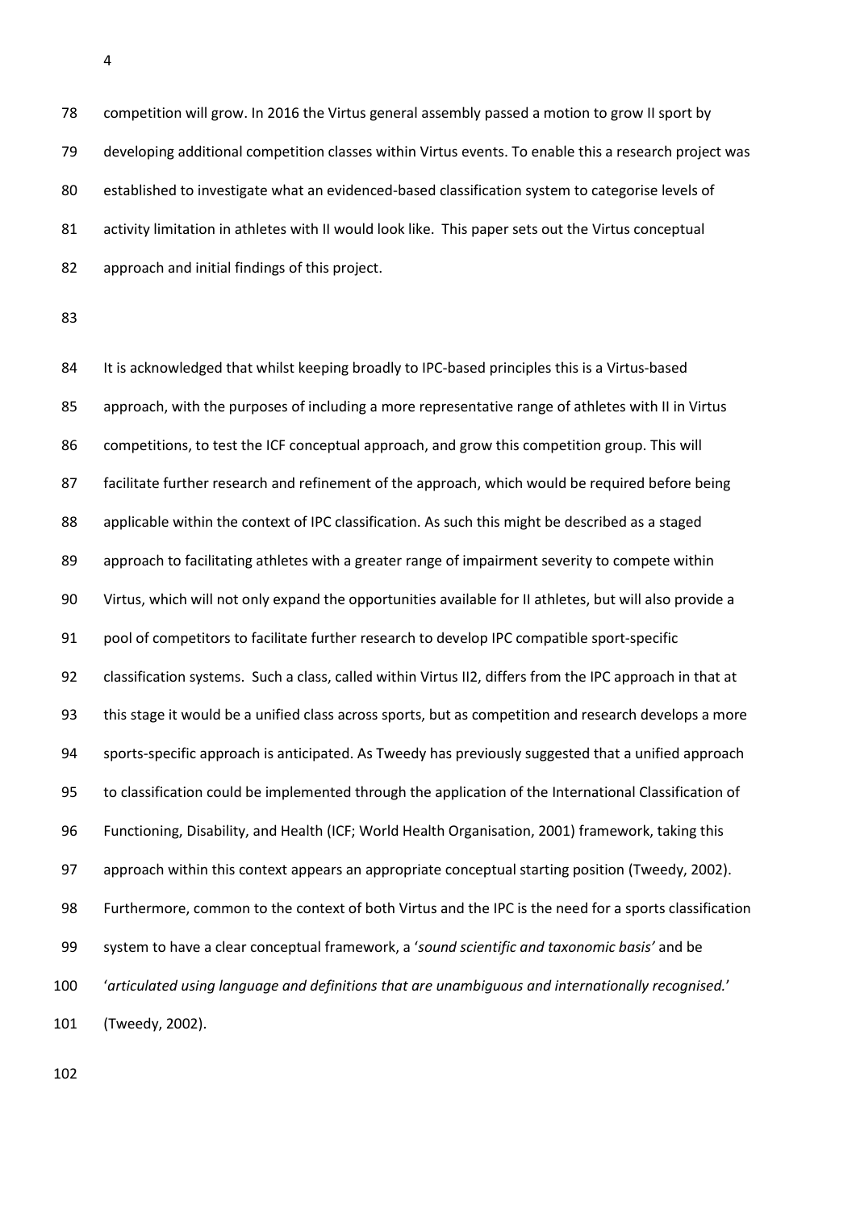competition will grow. In 2016 the Virtus general assembly passed a motion to grow II sport by developing additional competition classes within Virtus events. To enable this a research project was established to investigate what an evidenced-based classification system to categorise levels of activity limitation in athletes with II would look like. This paper sets out the Virtus conceptual approach and initial findings of this project.

It is acknowledged that whilst keeping broadly to IPC-based principles this is a Virtus-based approach, with the purposes of including a more representative range of athletes with II in Virtus competitions, to test the ICF conceptual approach, and grow this competition group. This will facilitate further research and refinement of the approach, which would be required before being applicable within the context of IPC classification. As such this might be described as a staged approach to facilitating athletes with a greater range of impairment severity to compete within Virtus, which will not only expand the opportunities available for II athletes, but will also provide a pool of competitors to facilitate further research to develop IPC compatible sport-specific classification systems. Such a class, called within Virtus II2, differs from the IPC approach in that at this stage it would be a unified class across sports, but as competition and research develops a more sports-specific approach is anticipated. As Tweedy has previously suggested that a unified approach to classification could be implemented through the application of the International Classification of Functioning, Disability, and Health (ICF; World Health Organisation, 2001) framework, taking this approach within this context appears an appropriate conceptual starting position (Tweedy, 2002). Furthermore, common to the context of both Virtus and the IPC is the need for a sports classification system to have a clear conceptual framework, a '*sound scientific and taxonomic basis'* and be '*articulated using language and definitions that are unambiguous and internationally recognised.*' (Tweedy, 2002).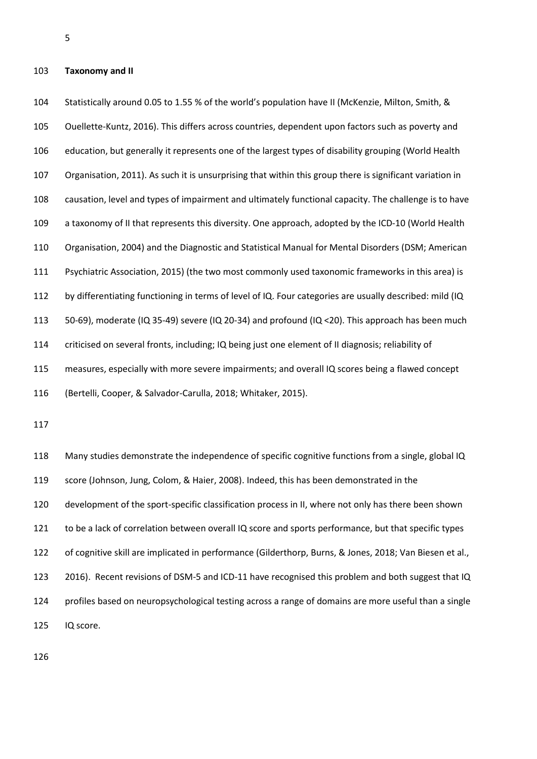## Taxonomy and II

Statistically around 0.05 to 1.55 % of the world's population have II (McKenzie, Milton, Smith, & Ouellette-Kuntz, 2016). This differs across countries, dependent upon factors such as poverty and education, but generally it represents one of the largest types of disability grouping (World Health Organisation, 2011). As such it is unsurprising that within this group there is significant variation in causation, level and types of impairment and ultimately functional capacity. The challenge is to have a taxonomy of II that represents this diversity. One approach, adopted by the ICD-10 (World Health Organisation, 2004) and the Diagnostic and Statistical Manual for Mental Disorders (DSM; American Psychiatric Association, 2015) (the two most commonly used taxonomic frameworks in this area) is by differentiating functioning in terms of level of IQ. Four categories are usually described: mild (IQ 50-69), moderate (IQ 35-49) severe (IQ 20-34) and profound (IQ <20). This approach has been much criticised on several fronts, including; IQ being just one element of II diagnosis; reliability of measures, especially with more severe impairments; and overall IQ scores being a flawed concept (Bertelli, Cooper, & Salvador-Carulla, 2018; Whitaker, 2015).

Many studies demonstrate the independence of specific cognitive functions from a single, global IQ score (Johnson, Jung, Colom, & Haier, 2008). Indeed, this has been demonstrated in the development of the sport-specific classification process in II, where not only has there been shown to be a lack of correlation between overall IQ score and sports performance, but that specific types of cognitive skill are implicated in performance (Gilderthorp, Burns, & Jones, 2018; Van Biesen et al., 2016). Recent revisions of DSM-5 and ICD-11 have recognised this problem and both suggest that IQ profiles based on neuropsychological testing across a range of domains are more useful than a single IQ score.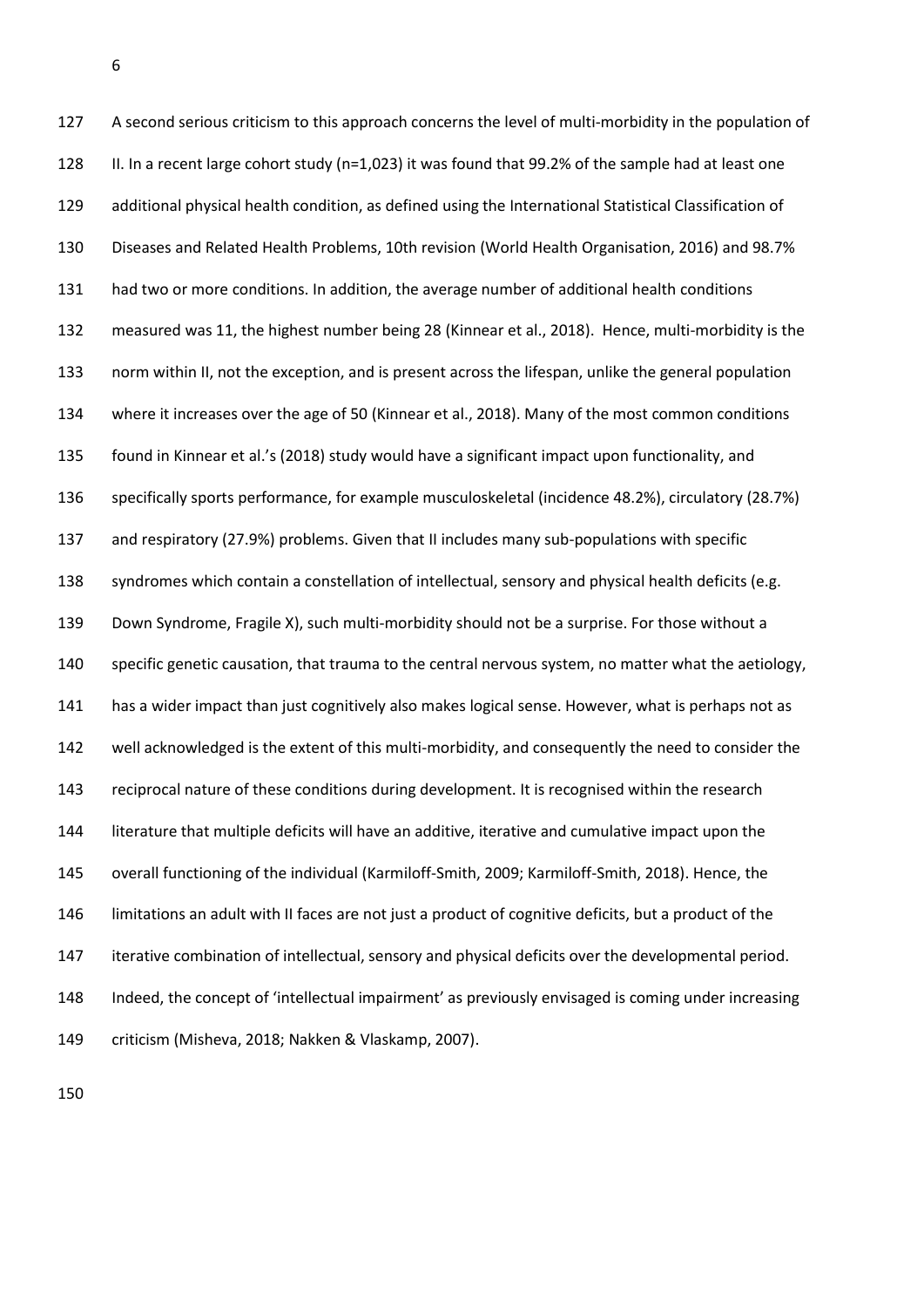A second serious criticism to this approach concerns the level of multi-morbidity in the population of II. In a recent large cohort study (n=1,023) it was found that 99.2% of the sample had at least one additional physical health condition, as defined using the International Statistical Classification of Diseases and Related Health Problems, 10th revision (World Health Organisation, 2016) and 98.7% had two or more conditions. In addition, the average number of additional health conditions measured was 11, the highest number being 28 (Kinnear et al., 2018). Hence, multi-morbidity is the norm within II, not the exception, and is present across the lifespan, unlike the general population where it increases over the age of 50 (Kinnear et al., 2018). Many of the most common conditions found in Kinnear et al.'s (2018) study would have a significant impact upon functionality, and specifically sports performance, for example musculoskeletal (incidence 48.2%), circulatory (28.7%) and respiratory (27.9%) problems. Given that II includes many sub-populations with specific syndromes which contain a constellation of intellectual, sensory and physical health deficits (e.g. Down Syndrome, Fragile X), such multi-morbidity should not be a surprise. For those without a specific genetic causation, that trauma to the central nervous system, no matter what the aetiology, has a wider impact than just cognitively also makes logical sense. However, what is perhaps not as well acknowledged is the extent of this multi-morbidity, and consequently the need to consider the reciprocal nature of these conditions during development. It is recognised within the research literature that multiple deficits will have an additive, iterative and cumulative impact upon the overall functioning of the individual (Karmiloff-Smith, 2009; Karmiloff-Smith, 2018). Hence, the limitations an adult with II faces are not just a product of cognitive deficits, but a product of the iterative combination of intellectual, sensory and physical deficits over the developmental period. Indeed, the concept of 'intellectual impairment' as previously envisaged is coming under increasing criticism (Misheva, 2018; Nakken & Vlaskamp, 2007).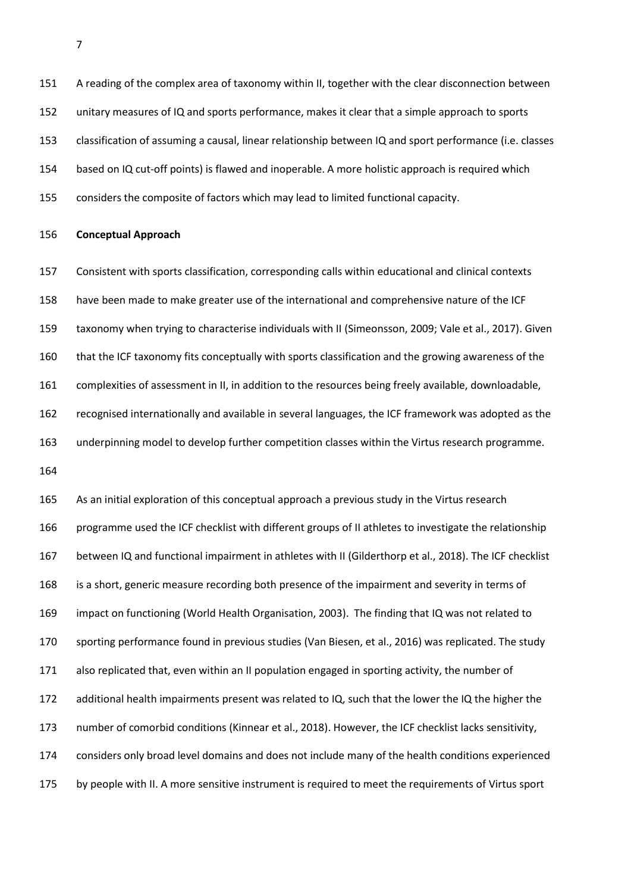A reading of the complex area of taxonomy within II, together with the clear disconnection between unitary measures of IQ and sports performance, makes it clear that a simple approach to sports classification of assuming a causal, linear relationship between IQ and sport performance (i.e. classes based on IQ cut-off points) is flawed and inoperable. A more holistic approach is required which considers the composite of factors which may lead to limited functional capacity.

**Conceptual Approach**

Consistent with sports classification, corresponding calls within educational and clinical contexts have been made to make greater use of the international and comprehensive nature of the ICF taxonomy when trying to characterise individuals with II (Simeonsson, 2009; Vale et al., 2017). Given that the ICF taxonomy fits conceptually with sports classification and the growing awareness of the complexities of assessment in II, in addition to the resources being freely available, downloadable, recognised internationally and available in several languages, the ICF framework was adopted as the underpinning model to develop further competition classes within the Virtus research programme.

As an initial exploration of this conceptual approach a previous study in the Virtus research programme used the ICF checklist with different groups of II athletes to investigate the relationship between IQ and functional impairment in athletes with II (Gilderthorp et al., 2018). The ICF checklist is a short, generic measure recording both presence of the impairment and severity in terms of impact on functioning (World Health Organisation, 2003). The finding that IQ was not related to sporting performance found in previous studies (Van Biesen, et al., 2016) was replicated. The study also replicated that, even within an II population engaged in sporting activity, the number of additional health impairments present was related to IQ, such that the lower the IQ the higher the number of comorbid conditions (Kinnear et al., 2018). However, the ICF checklist lacks sensitivity, considers only broad level domains and does not include many of the health conditions experienced by people with II. A more sensitive instrument is required to meet the requirements of Virtus sport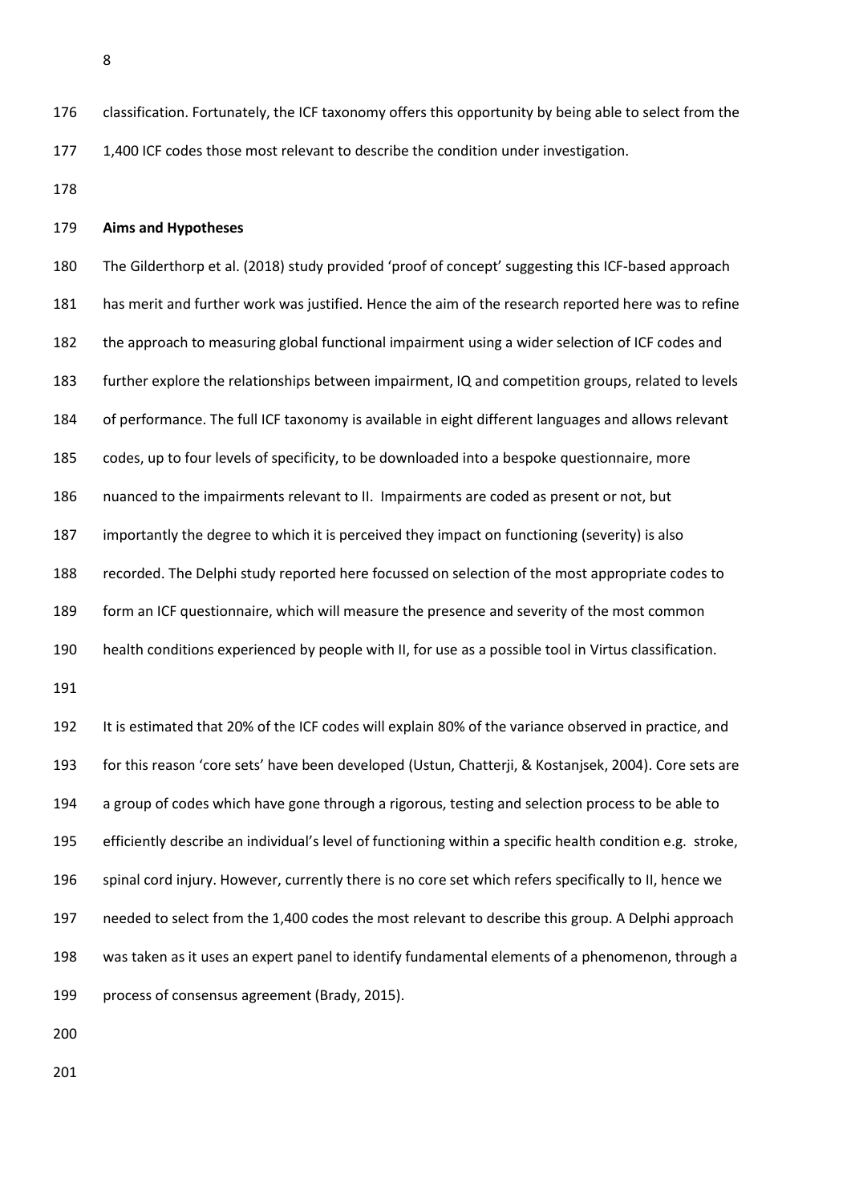classification. Fortunately, the ICF taxonomy offers this opportunity by being able to select from the 1,400 ICF codes those most relevant to describe the condition under investigation.

## Aims and Hypotheses

The Gilderthorp et al. (2018) study provided 'proof of concept' suggesting this ICF-based approach has merit and further work was justified. Hence the aim of the research reported here was to refine the approach to measuring global functional impairment using a wider selection of ICF codes and further explore the relationships between impairment, IQ and competition groups, related to levels of performance. The full ICF taxonomy is available in eight different languages and allows relevant codes, up to four levels of specificity, to be downloaded into a bespoke questionnaire, more nuanced to the impairments relevant to II. Impairments are coded as present or not, but importantly the degree to which it is perceived they impact on functioning (severity) is also recorded. The Delphi study reported here focussed on selection of the most appropriate codes to form an ICF questionnaire, which will measure the presence and severity of the most common health conditions experienced by people with II, for use as a possible tool in Virtus classification.

It is estimated that 20% of the ICF codes will explain 80% of the variance observed in practice, and for this reason 'core sets' have been developed (Ustun, Chatterji, & Kostanjsek, 2004). Core sets are a group of codes which have gone through a rigorous, testing and selection process to be able to efficiently describe an individual's level of functioning within a specific health condition e.g. stroke, spinal cord injury. However, currently there is no core set which refers specifically to II, hence we needed to select from the 1,400 codes the most relevant to describe this group. A Delphi approach was taken as it uses an expert panel to identify fundamental elements of a phenomenon, through a process of consensus agreement (Brady, 2015).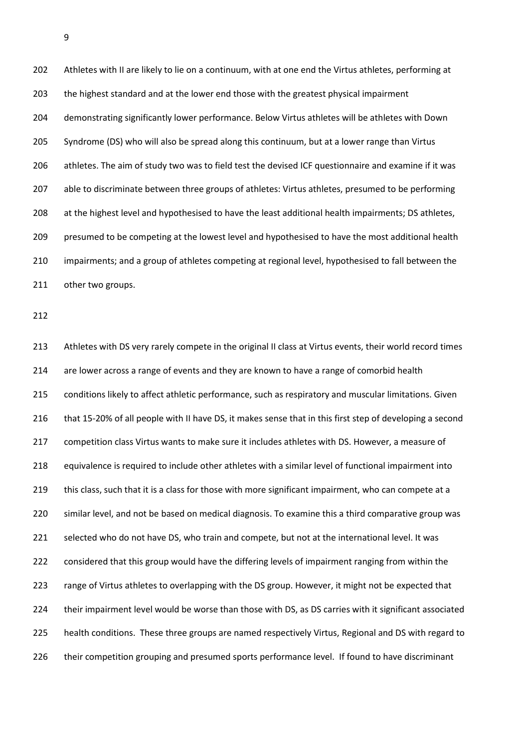Athletes with II are likely to lie on a continuum, with at one end the Virtus athletes, performing at the highest standard and at the lower end those with the greatest physical impairment demonstrating significantly lower performance. Below Virtus athletes will be athletes with Down Syndrome (DS) who will also be spread along this continuum, but at a lower range than Virtus athletes. The aim of study two was to field test the devised ICF questionnaire and examine if it was able to discriminate between three groups of athletes: Virtus athletes, presumed to be performing at the highest level and hypothesised to have the least additional health impairments; DS athletes, presumed to be competing at the lowest level and hypothesised to have the most additional health impairments; and a group of athletes competing at regional level, hypothesised to fall between the other two groups.

Athletes with DS very rarely compete in the original II class at Virtus events, their world record times are lower across a range of events and they are known to have a range of comorbid health conditions likely to affect athletic performance, such as respiratory and muscular limitations. Given that 15-20% of all people with II have DS, it makes sense that in this first step of developing a second competition class Virtus wants to make sure it includes athletes with DS. However, a measure of equivalence is required to include other athletes with a similar level of functional impairment into this class, such that it is a class for those with more significant impairment, who can compete at a similar level, and not be based on medical diagnosis. To examine this a third comparative group was selected who do not have DS, who train and compete, but not at the international level. It was considered that this group would have the differing levels of impairment ranging from within the range of Virtus athletes to overlapping with the DS group. However, it might not be expected that their impairment level would be worse than those with DS, as DS carries with it significant associated health conditions. These three groups are named respectively Virtus, Regional and DS with regard to their competition grouping and presumed sports performance level. If found to have discriminant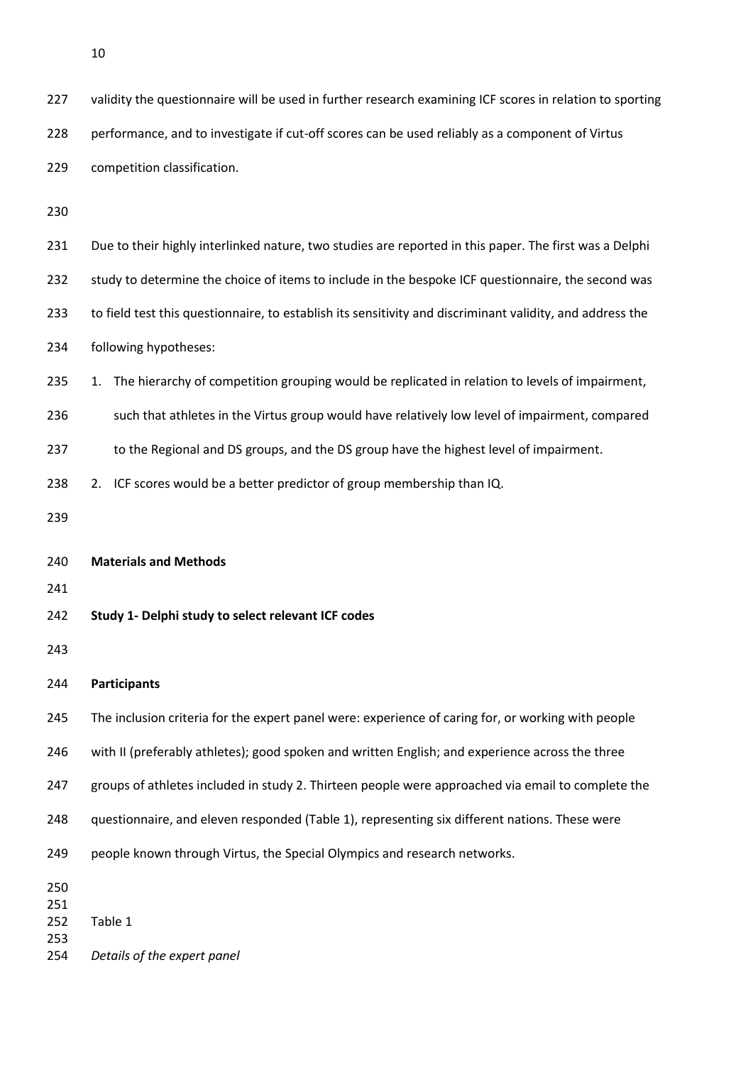validity the questionnaire will be used in further research examining ICF scores in relation to sporting performance, and to investigate if cut-off scores can be used reliably as a component of Virtus competition classification.

Due to their highly interlinked nature, two studies are reported in this paper. The first was a Delphi study to determine the choice of items to include in the bespoke ICF questionnaire, the second was to field test this questionnaire, to establish its sensitivity and discriminant validity, and address the following hypotheses:

1. The hierarchy of competition grouping would be replicated in relation to levels of impairment, such that athletes in the Virtus group would have relatively low level of impairment, compared to the Regional and DS groups, and the DS group have the highest level of impairment.
2. ICF scores would be a better predictor of group membership than IQ.

## Materials and Methods

### Study 1- Delphi study to select relevant ICF codes

#### Participants

The inclusion criteria for the expert panel were: experience of caring for, or working with people with II (preferably athletes); good spoken and written English; and experience across the three groups of athletes included in study 2. Thirteen people were approached via email to complete the questionnaire, and eleven responded (Table 1), representing six different nations. These were people known through Virtus, the Special Olympics and research networks.

Table 1

*Details of the expert panel*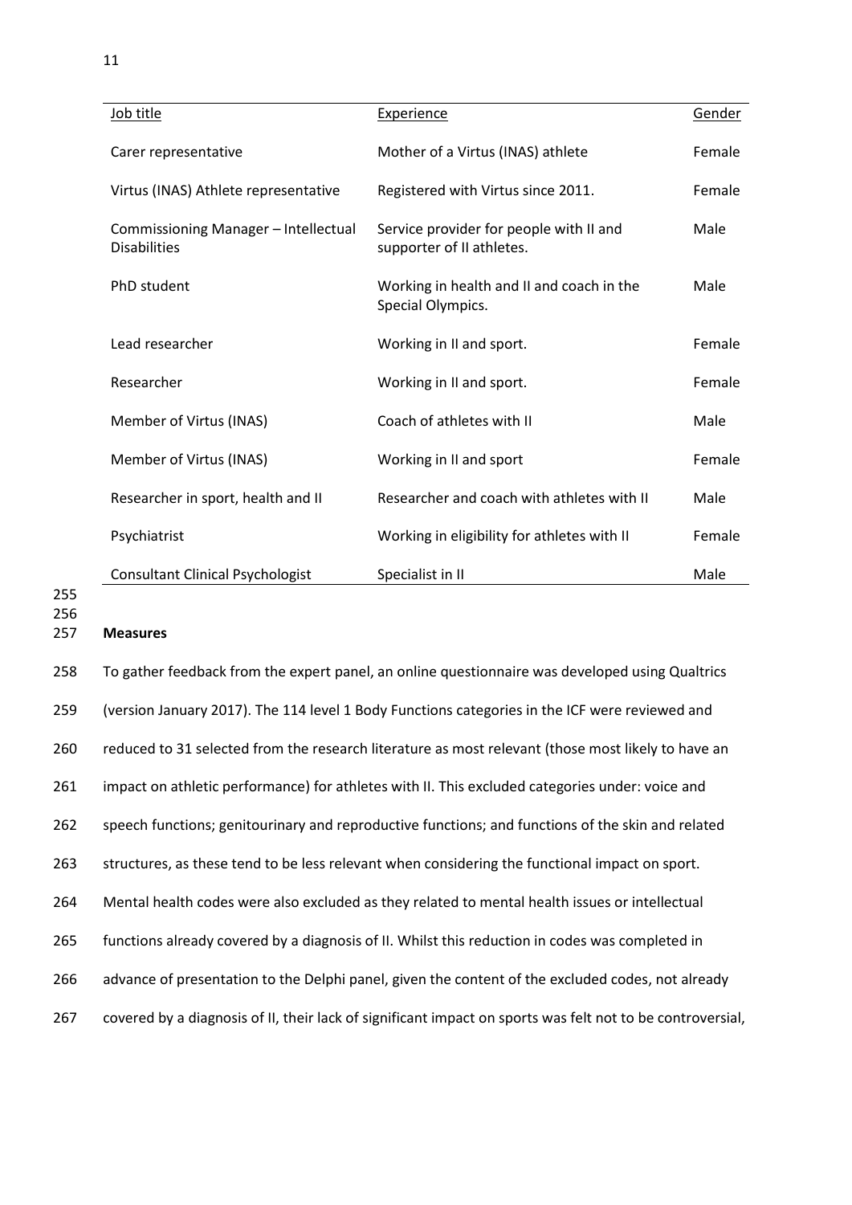| Job title | Experience | Gender |
|---|---|---|
| Carer representative | Mother of a Virtus (INAS) athlete | Female |
| Virtus (INAS) Athlete representative | Registered with Virtus since 2011. | Female |
| Commissioning Manager – Intellectual Disabilities | Service provider for people with II and supporter of II athletes. | Male |
| PhD student | Working in health and II and coach in the Special Olympics. | Male |
| Lead researcher | Working in II and sport. | Female |
| Researcher | Working in II and sport. | Female |
| Member of Virtus (INAS) | Coach of athletes with II | Male |
| Member of Virtus (INAS) | Working in II and sport | Female |
| Researcher in sport, health and II | Researcher and coach with athletes with II | Male |
| Psychiatrist | Working in eligibility for athletes with II | Female |
| Consultant Clinical Psychologist | Specialist in II | Male |

**Measures**

To gather feedback from the expert panel, an online questionnaire was developed using Qualtrics (version January 2017). The 114 level 1 Body Functions categories in the ICF were reviewed and reduced to 31 selected from the research literature as most relevant (those most likely to have an impact on athletic performance) for athletes with II. This excluded categories under: voice and speech functions; genitourinary and reproductive functions; and functions of the skin and related structures, as these tend to be less relevant when considering the functional impact on sport. Mental health codes were also excluded as they related to mental health issues or intellectual functions already covered by a diagnosis of II. Whilst this reduction in codes was completed in advance of presentation to the Delphi panel, given the content of the excluded codes, not already covered by a diagnosis of II, their lack of significant impact on sports was felt not to be controversial,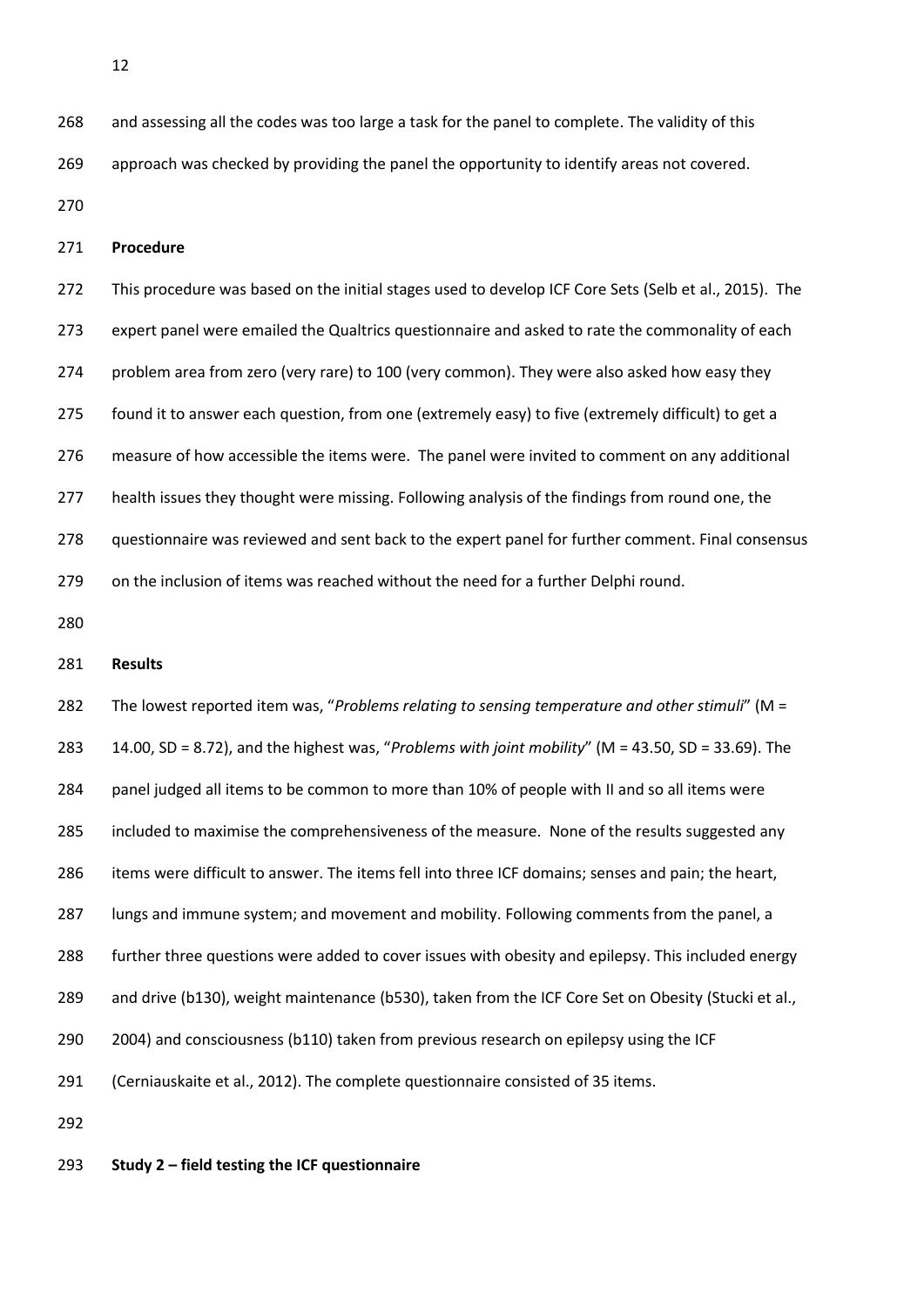and assessing all the codes was too large a task for the panel to complete. The validity of this approach was checked by providing the panel the opportunity to identify areas not covered.

**Procedure**

This procedure was based on the initial stages used to develop ICF Core Sets (Selb et al., 2015). The expert panel were emailed the Qualtrics questionnaire and asked to rate the commonality of each problem area from zero (very rare) to 100 (very common). They were also asked how easy they found it to answer each question, from one (extremely easy) to five (extremely difficult) to get a measure of how accessible the items were. The panel were invited to comment on any additional health issues they thought were missing. Following analysis of the findings from round one, the questionnaire was reviewed and sent back to the expert panel for further comment. Final consensus on the inclusion of items was reached without the need for a further Delphi round.

**Results**

The lowest reported item was, "*Problems relating to sensing temperature and other stimuli*" (M = 14.00, SD = 8.72), and the highest was, "*Problems with joint mobility*" (M = 43.50, SD = 33.69). The panel judged all items to be common to more than 10% of people with II and so all items were included to maximise the comprehensiveness of the measure. None of the results suggested any items were difficult to answer. The items fell into three ICF domains; senses and pain; the heart, lungs and immune system; and movement and mobility. Following comments from the panel, a further three questions were added to cover issues with obesity and epilepsy. This included energy and drive (b130), weight maintenance (b530), taken from the ICF Core Set on Obesity (Stucki et al., 2004) and consciousness (b110) taken from previous research on epilepsy using the ICF (Cerniauskaite et al., 2012). The complete questionnaire consisted of 35 items.

**Study 2 – field testing the ICF questionnaire**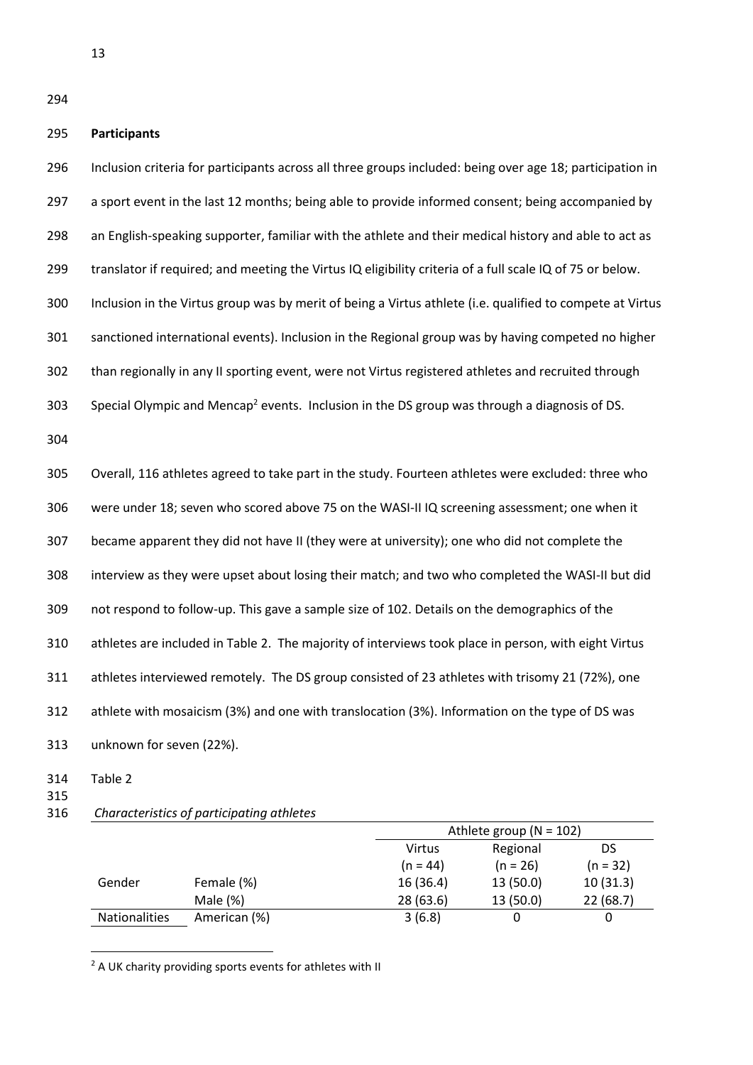## Participants

Inclusion criteria for participants across all three groups included: being over age 18; participation in a sport event in the last 12 months; being able to provide informed consent; being accompanied by an English-speaking supporter, familiar with the athlete and their medical history and able to act as translator if required; and meeting the Virtus IQ eligibility criteria of a full scale IQ of 75 or below. Inclusion in the Virtus group was by merit of being a Virtus athlete (i.e. qualified to compete at Virtus sanctioned international events). Inclusion in the Regional group was by having competed no higher than regionally in any II sporting event, were not Virtus registered athletes and recruited through Special Olympic and Mencap[2] events. Inclusion in the DS group was through a diagnosis of DS.

Overall, 116 athletes agreed to take part in the study. Fourteen athletes were excluded: three who were under 18; seven who scored above 75 on the WASI-II IQ screening assessment; one when it became apparent they did not have II (they were at university); one who did not complete the interview as they were upset about losing their match; and two who completed the WASI-II but did not respond to follow-up. This gave a sample size of 102. Details on the demographics of the athletes are included in Table 2. The majority of interviews took place in person, with eight Virtus athletes interviewed remotely. The DS group consisted of 23 athletes with trisomy 21 (72%), one athlete with mosaicism (3%) and one with translocation (3%). Information on the type of DS was unknown for seven (22%).

Table 2

*Characteristics of participating athletes*

| | | Athlete group (N = 102) | | |
|---|---|---|---|---|
| | | Virtus (n = 44) | Regional (n = 26) | DS (n = 32) |
| Gender | Female (%) | 16 (36.4) | 13 (50.0) | 10 (31.3) |
| | Male (%) | 28 (63.6) | 13 (50.0) | 22 (68.7) |
| Nationalities | American (%) | 3 (6.8) | 0 | 0 |

[2] A UK charity providing sports events for athletes with II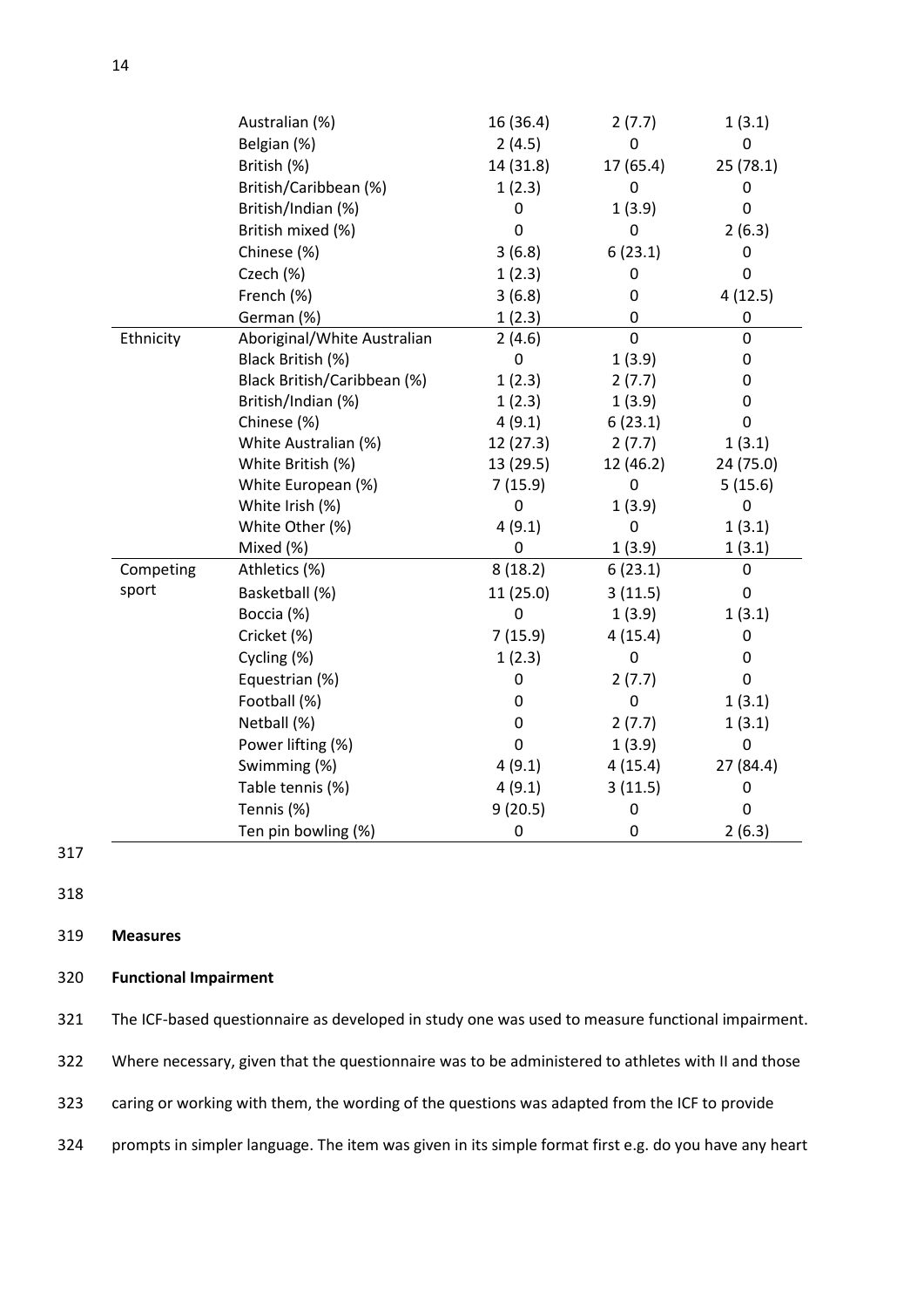| | | | | |
|---|---|---|---|---|
| | Australian (%) | 16 (36.4) | 2 (7.7) | 1 (3.1) |
| | Belgian (%) | 2 (4.5) | 0 | 0 |
| | British (%) | 14 (31.8) | 17 (65.4) | 25 (78.1) |
| | British/Caribbean (%) | 1 (2.3) | 0 | 0 |
| | British/Indian (%) | 0 | 1 (3.9) | 0 |
| | British mixed (%) | 0 | 0 | 2 (6.3) |
| | Chinese (%) | 3 (6.8) | 6 (23.1) | 0 |
| | Czech (%) | 1 (2.3) | 0 | 0 |
| | French (%) | 3 (6.8) | 0 | 4 (12.5) |
| | German (%) | 1 (2.3) | 0 | 0 |
| Ethnicity | Aboriginal/White Australian | 2 (4.6) | 0 | 0 |
| | Black British (%) | 0 | 1 (3.9) | 0 |
| | Black British/Caribbean (%) | 1 (2.3) | 2 (7.7) | 0 |
| | British/Indian (%) | 1 (2.3) | 1 (3.9) | 0 |
| | Chinese (%) | 4 (9.1) | 6 (23.1) | 0 |
| | White Australian (%) | 12 (27.3) | 2 (7.7) | 1 (3.1) |
| | White British (%) | 13 (29.5) | 12 (46.2) | 24 (75.0) |
| | White European (%) | 7 (15.9) | 0 | 5 (15.6) |
| | White Irish (%) | 0 | 1 (3.9) | 0 |
| | White Other (%) | 4 (9.1) | 0 | 1 (3.1) |
| | Mixed (%) | 0 | 1 (3.9) | 1 (3.1) |
| Competing sport | Athletics (%) | 8 (18.2) | 6 (23.1) | 0 |
| | Basketball (%) | 11 (25.0) | 3 (11.5) | 0 |
| | Boccia (%) | 0 | 1 (3.9) | 1 (3.1) |
| | Cricket (%) | 7 (15.9) | 4 (15.4) | 0 |
| | Cycling (%) | 1 (2.3) | 0 | 0 |
| | Equestrian (%) | 0 | 2 (7.7) | 0 |
| | Football (%) | 0 | 0 | 1 (3.1) |
| | Netball (%) | 0 | 2 (7.7) | 1 (3.1) |
| | Power lifting (%) | 0 | 1 (3.9) | 0 |
| | Swimming (%) | 4 (9.1) | 4 (15.4) | 27 (84.4) |
| | Table tennis (%) | 4 (9.1) | 3 (11.5) | 0 |
| | Tennis (%) | 9 (20.5) | 0 | 0 |
| | Ten pin bowling (%) | 0 | 0 | 2 (6.3) |

**Measures**

**Functional Impairment**

The ICF-based questionnaire as developed in study one was used to measure functional impairment. Where necessary, given that the questionnaire was to be administered to athletes with II and those caring or working with them, the wording of the questions was adapted from the ICF to provide prompts in simpler language. The item was given in its simple format first e.g. do you have any heart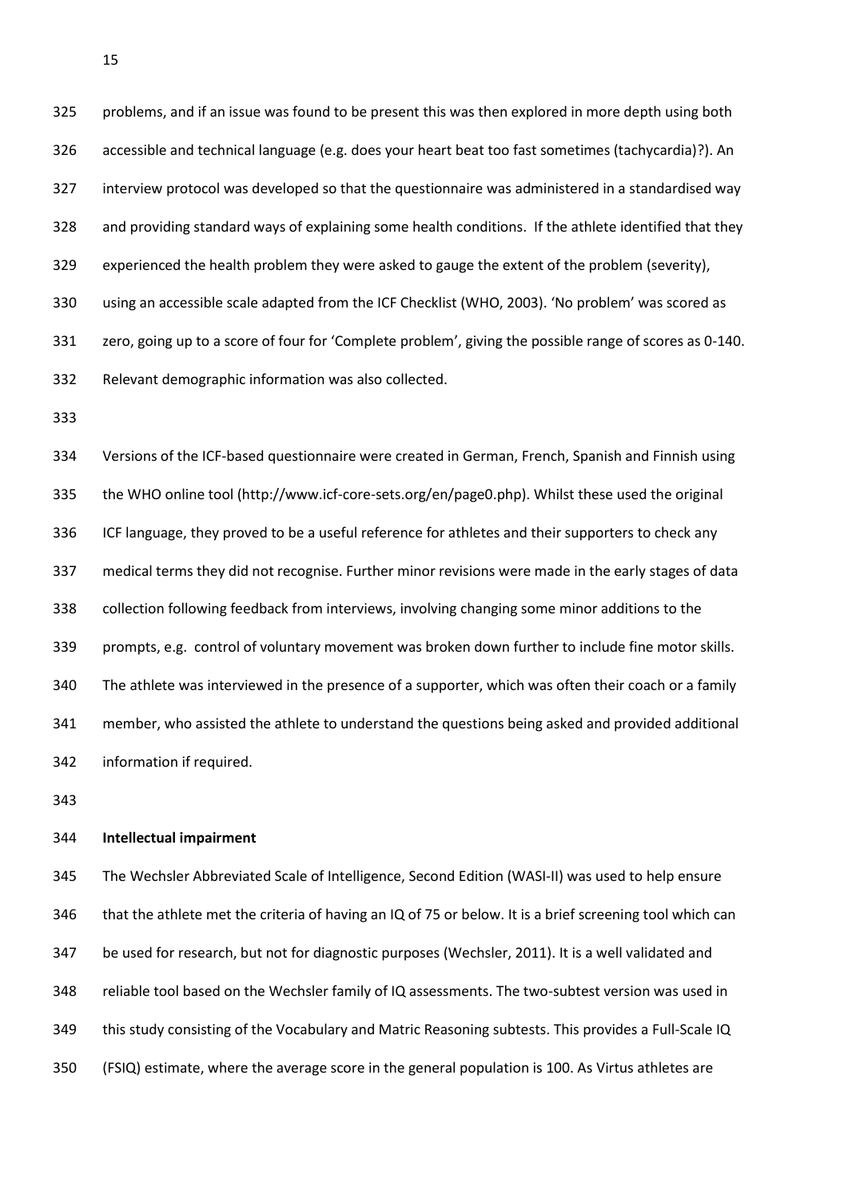problems, and if an issue was found to be present this was then explored in more depth using both accessible and technical language (e.g. does your heart beat too fast sometimes (tachycardia)?). An interview protocol was developed so that the questionnaire was administered in a standardised way and providing standard ways of explaining some health conditions. If the athlete identified that they experienced the health problem they were asked to gauge the extent of the problem (severity), using an accessible scale adapted from the ICF Checklist (WHO, 2003). 'No problem' was scored as zero, going up to a score of four for 'Complete problem', giving the possible range of scores as 0-140. Relevant demographic information was also collected.

Versions of the ICF-based questionnaire were created in German, French, Spanish and Finnish using the WHO online tool (http://www.icf-core-sets.org/en/page0.php). Whilst these used the original ICF language, they proved to be a useful reference for athletes and their supporters to check any medical terms they did not recognise. Further minor revisions were made in the early stages of data collection following feedback from interviews, involving changing some minor additions to the prompts, e.g. control of voluntary movement was broken down further to include fine motor skills. The athlete was interviewed in the presence of a supporter, which was often their coach or a family member, who assisted the athlete to understand the questions being asked and provided additional information if required.

**Intellectual impairment**

The Wechsler Abbreviated Scale of Intelligence, Second Edition (WASI-II) was used to help ensure that the athlete met the criteria of having an IQ of 75 or below. It is a brief screening tool which can be used for research, but not for diagnostic purposes (Wechsler, 2011). It is a well validated and reliable tool based on the Wechsler family of IQ assessments. The two-subtest version was used in this study consisting of the Vocabulary and Matric Reasoning subtests. This provides a Full-Scale IQ (FSIQ) estimate, where the average score in the general population is 100. As Virtus athletes are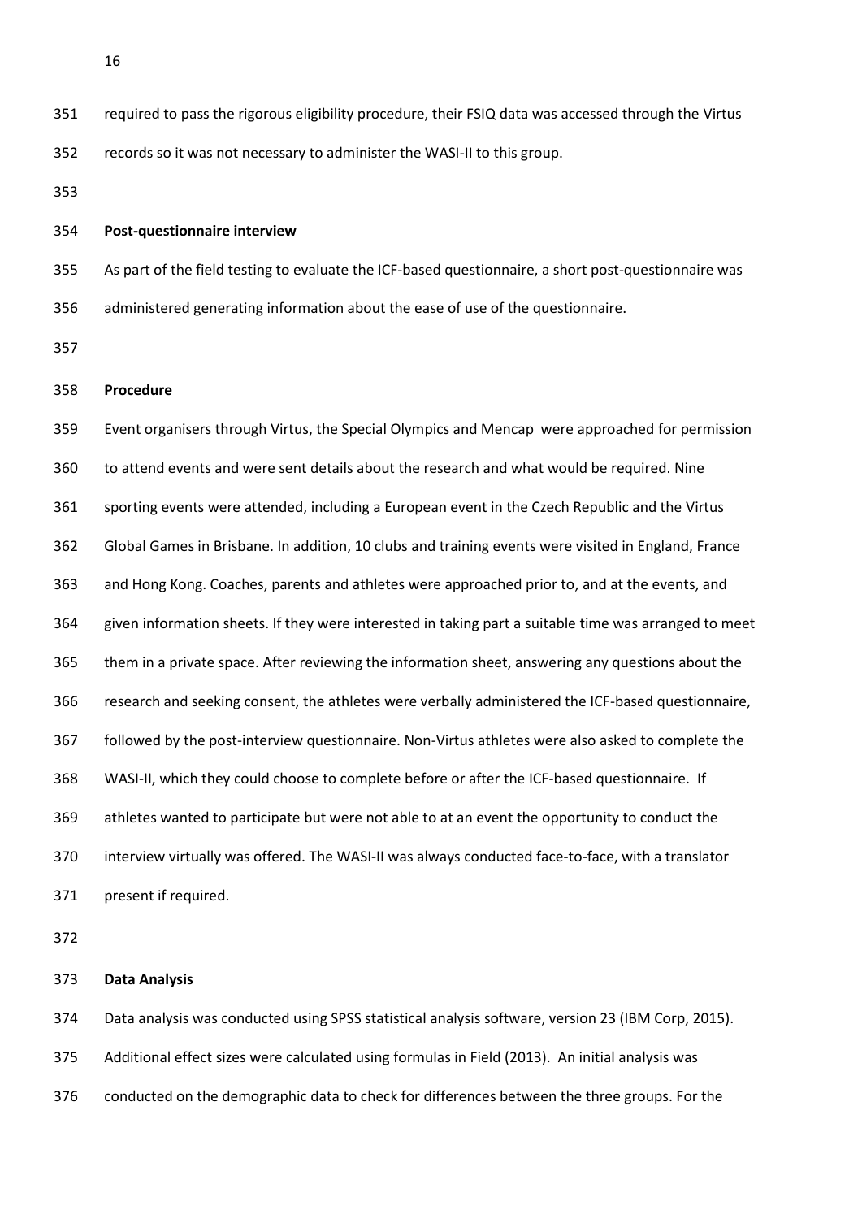required to pass the rigorous eligibility procedure, their FSIQ data was accessed through the Virtus records so it was not necessary to administer the WASI-II to this group.

**Post-questionnaire interview**

As part of the field testing to evaluate the ICF-based questionnaire, a short post-questionnaire was administered generating information about the ease of use of the questionnaire.

**Procedure**

Event organisers through Virtus, the Special Olympics and Mencap were approached for permission to attend events and were sent details about the research and what would be required. Nine sporting events were attended, including a European event in the Czech Republic and the Virtus Global Games in Brisbane. In addition, 10 clubs and training events were visited in England, France and Hong Kong. Coaches, parents and athletes were approached prior to, and at the events, and given information sheets. If they were interested in taking part a suitable time was arranged to meet them in a private space. After reviewing the information sheet, answering any questions about the research and seeking consent, the athletes were verbally administered the ICF-based questionnaire, followed by the post-interview questionnaire. Non-Virtus athletes were also asked to complete the WASI-II, which they could choose to complete before or after the ICF-based questionnaire. If athletes wanted to participate but were not able to at an event the opportunity to conduct the interview virtually was offered. The WASI-II was always conducted face-to-face, with a translator present if required.

**Data Analysis**

Data analysis was conducted using SPSS statistical analysis software, version 23 (IBM Corp, 2015). Additional effect sizes were calculated using formulas in Field (2013). An initial analysis was conducted on the demographic data to check for differences between the three groups. For the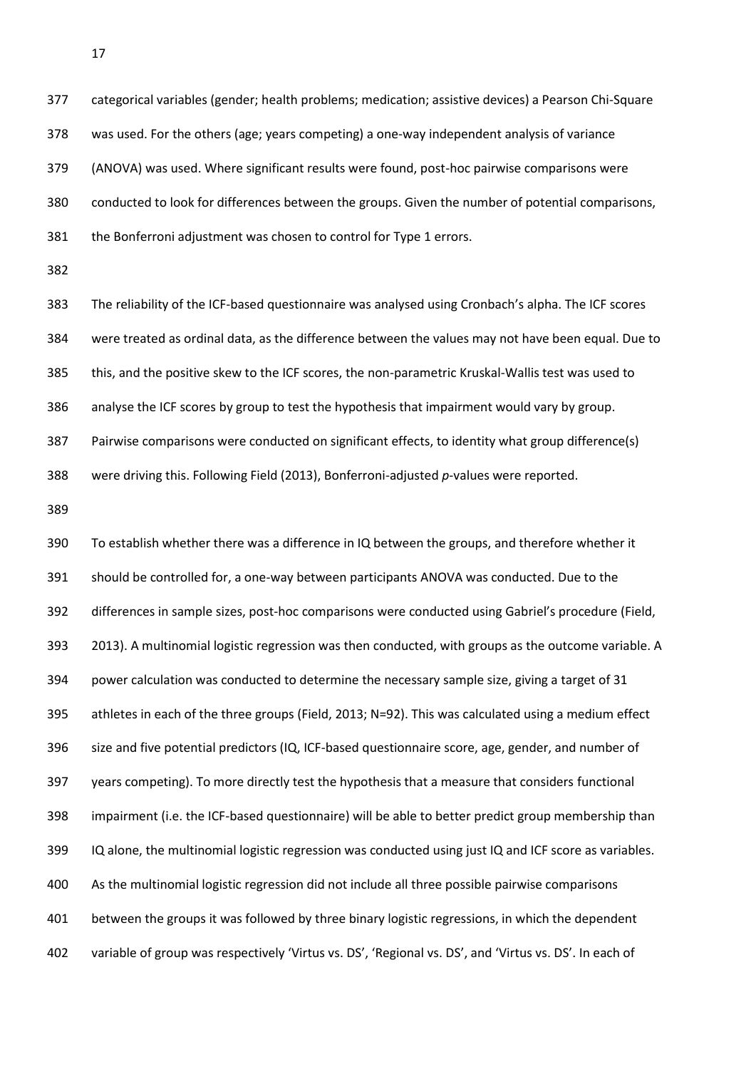categorical variables (gender; health problems; medication; assistive devices) a Pearson Chi-Square was used. For the others (age; years competing) a one-way independent analysis of variance (ANOVA) was used. Where significant results were found, post-hoc pairwise comparisons were conducted to look for differences between the groups. Given the number of potential comparisons, the Bonferroni adjustment was chosen to control for Type 1 errors.

The reliability of the ICF-based questionnaire was analysed using Cronbach's alpha. The ICF scores were treated as ordinal data, as the difference between the values may not have been equal. Due to this, and the positive skew to the ICF scores, the non-parametric Kruskal-Wallis test was used to analyse the ICF scores by group to test the hypothesis that impairment would vary by group. Pairwise comparisons were conducted on significant effects, to identity what group difference(s) were driving this. Following Field (2013), Bonferroni-adjusted *p*-values were reported.

To establish whether there was a difference in IQ between the groups, and therefore whether it should be controlled for, a one-way between participants ANOVA was conducted. Due to the differences in sample sizes, post-hoc comparisons were conducted using Gabriel's procedure (Field, 2013). A multinomial logistic regression was then conducted, with groups as the outcome variable. A power calculation was conducted to determine the necessary sample size, giving a target of 31 athletes in each of the three groups (Field, 2013; N=92). This was calculated using a medium effect size and five potential predictors (IQ, ICF-based questionnaire score, age, gender, and number of years competing). To more directly test the hypothesis that a measure that considers functional impairment (i.e. the ICF-based questionnaire) will be able to better predict group membership than IQ alone, the multinomial logistic regression was conducted using just IQ and ICF score as variables. As the multinomial logistic regression did not include all three possible pairwise comparisons between the groups it was followed by three binary logistic regressions, in which the dependent variable of group was respectively 'Virtus vs. DS', 'Regional vs. DS', and 'Virtus vs. DS'. In each of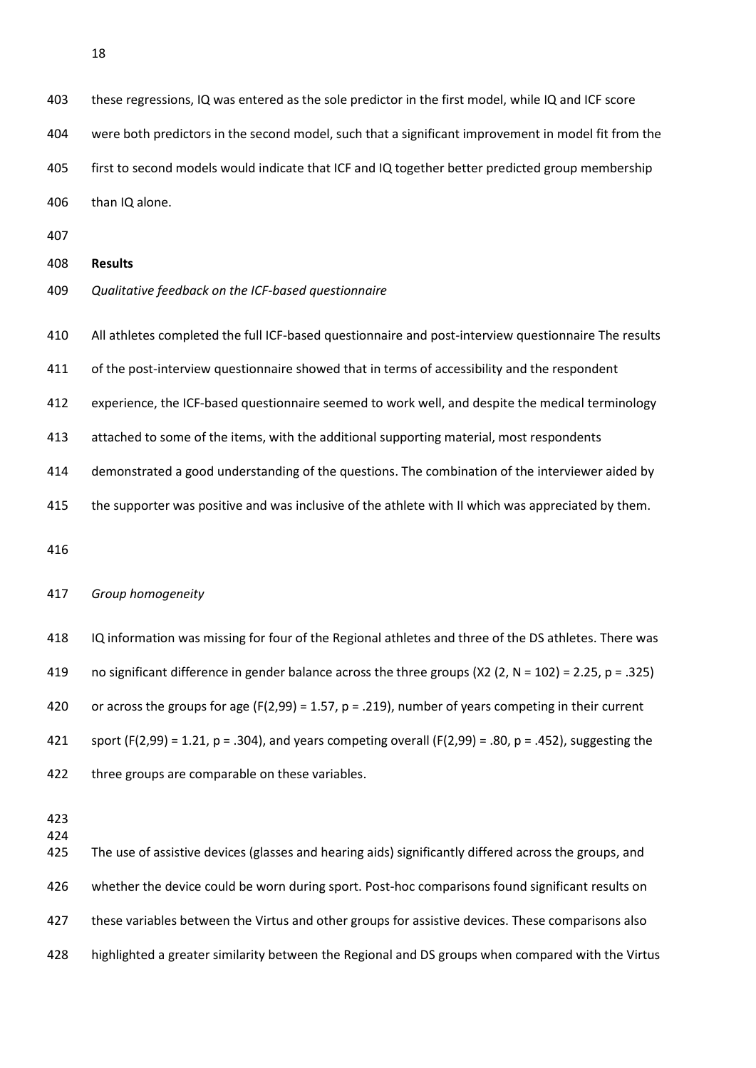these regressions, IQ was entered as the sole predictor in the first model, while IQ and ICF score were both predictors in the second model, such that a significant improvement in model fit from the first to second models would indicate that ICF and IQ together better predicted group membership than IQ alone.

## Results

*Qualitative feedback on the ICF-based questionnaire*

All athletes completed the full ICF-based questionnaire and post-interview questionnaire The results of the post-interview questionnaire showed that in terms of accessibility and the respondent experience, the ICF-based questionnaire seemed to work well, and despite the medical terminology attached to some of the items, with the additional supporting material, most respondents demonstrated a good understanding of the questions. The combination of the interviewer aided by the supporter was positive and was inclusive of the athlete with II which was appreciated by them.

*Group homogeneity*

IQ information was missing for four of the Regional athletes and three of the DS athletes. There was no significant difference in gender balance across the three groups ($X2$ $(2, N = 102) = 2.25$, $p = .325$) or across the groups for age ($F(2,99) = 1.57$, $p = .219$), number of years competing in their current sport ($F(2,99) = 1.21$, $p = .304$), and years competing overall ($F(2,99) = .80$, $p = .452$), suggesting the three groups are comparable on these variables.

The use of assistive devices (glasses and hearing aids) significantly differed across the groups, and whether the device could be worn during sport. Post-hoc comparisons found significant results on these variables between the Virtus and other groups for assistive devices. These comparisons also highlighted a greater similarity between the Regional and DS groups when compared with the Virtus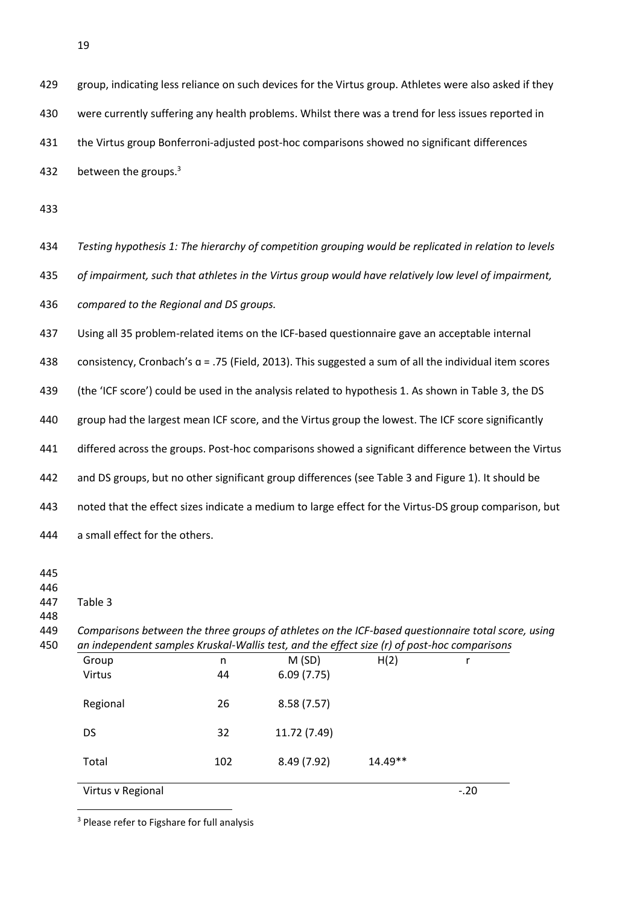group, indicating less reliance on such devices for the Virtus group. Athletes were also asked if they were currently suffering any health problems. Whilst there was a trend for less issues reported in the Virtus group Bonferroni-adjusted post-hoc comparisons showed no significant differences between the groups.[3]

*Testing hypothesis 1: The hierarchy of competition grouping would be replicated in relation to levels of impairment, such that athletes in the Virtus group would have relatively low level of impairment, compared to the Regional and DS groups.*

Using all 35 problem-related items on the ICF-based questionnaire gave an acceptable internal consistency, Cronbach's α = .75 (Field, 2013). This suggested a sum of all the individual item scores (the 'ICF score') could be used in the analysis related to hypothesis 1. As shown in Table 3, the DS group had the largest mean ICF score, and the Virtus group the lowest. The ICF score significantly differed across the groups. Post-hoc comparisons showed a significant difference between the Virtus and DS groups, but no other significant group differences (see Table 3 and Figure 1). It should be noted that the effect sizes indicate a medium to large effect for the Virtus-DS group comparison, but a small effect for the others.

Table 3

*Comparisons between the three groups of athletes on the ICF-based questionnaire total score, using an independent samples Kruskal-Wallis test, and the effect size (r) of post-hoc comparisons*

| Group | n | M (SD) | H(2) | r |
|---|---|---|---|---|
| Virtus | 44 | 6.09 (7.75) | | |
| Regional | 26 | 8.58 (7.57) | | |
| DS | 32 | 11.72 (7.49) | | |
| Total | 102 | 8.49 (7.92) | 14.49** | |
| Virtus v Regional | | | | -.20 |

[3] Please refer to Figshare for full analysis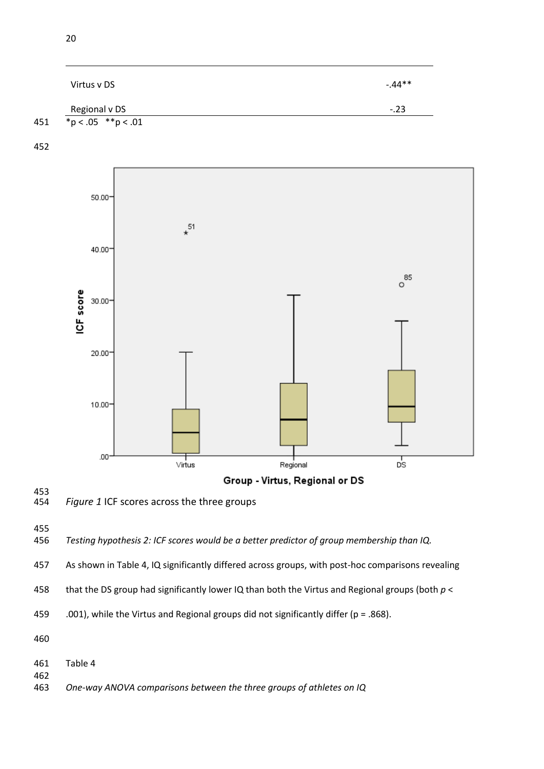| | |
|---|---|
| Virtus v DS | -.44** |
| Regional v DS | -.23 |

*p < .05 **p < .01

*Figure 1* ICF scores across the three groups

*Testing hypothesis 2: ICF scores would be a better predictor of group membership than IQ.*

As shown in Table 4, IQ significantly differed across groups, with post-hoc comparisons revealing that the DS group had significantly lower IQ than both the Virtus and Regional groups (both $p < .001$), while the Virtus and Regional groups did not significantly differ ($p = .868$).

Table 4

*One-way ANOVA comparisons between the three groups of athletes on IQ*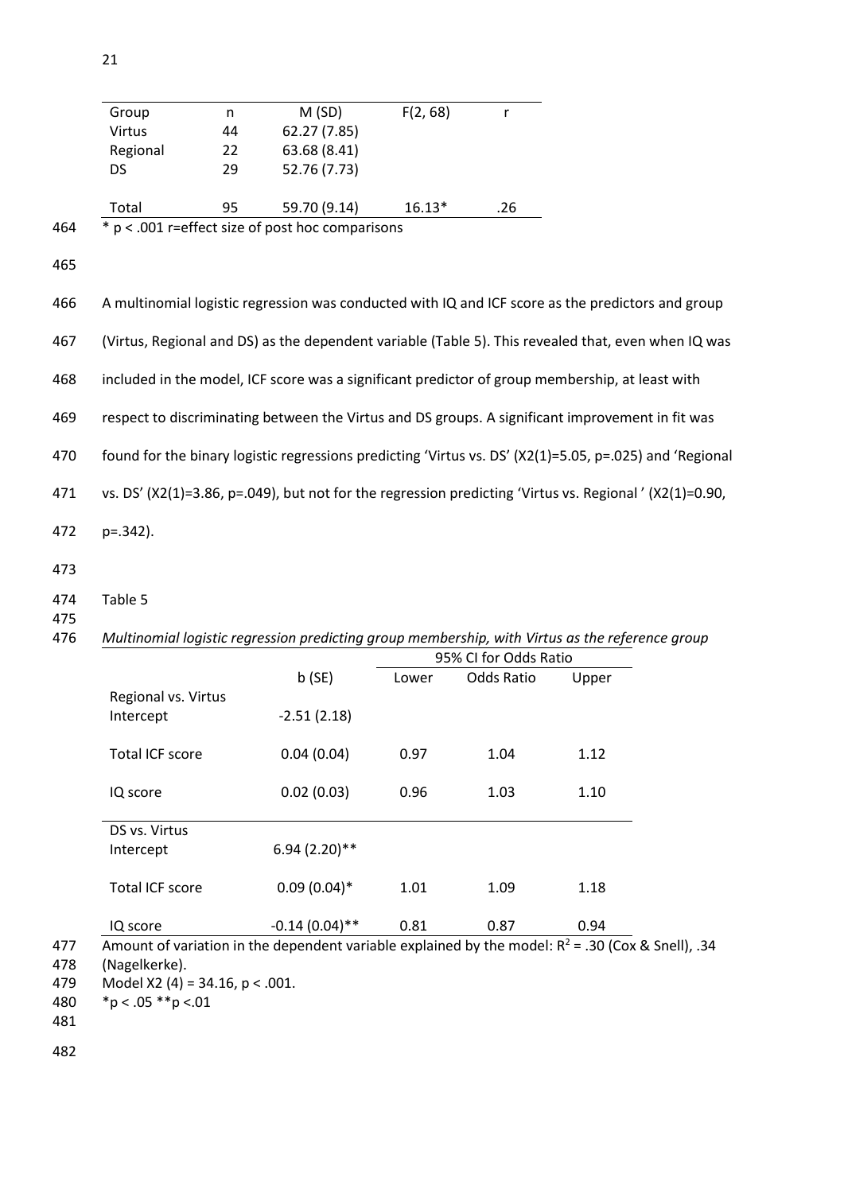| Group | n | M (SD) | F(2, 68) | r |
|---|---|---|---|---|
| Virtus | 44 | 62.27 (7.85) | | |
| Regional | 22 | 63.68 (8.41) | | |
| DS | 29 | 52.76 (7.73) | | |
| Total | 95 | 59.70 (9.14) | 16.13* | .26 |

* p < .001 r=effect size of post hoc comparisons

A multinomial logistic regression was conducted with IQ and ICF score as the predictors and group (Virtus, Regional and DS) as the dependent variable (Table 5). This revealed that, even when IQ was included in the model, ICF score was a significant predictor of group membership, at least with respect to discriminating between the Virtus and DS groups. A significant improvement in fit was found for the binary logistic regressions predicting 'Virtus vs. DS' (X2(1)=5.05, p=.025) and 'Regional vs. DS' (X2(1)=3.86, p=.049), but not for the regression predicting 'Virtus vs. Regional ' (X2(1)=0.90, p=.342).

Table 5

*Multinomial logistic regression predicting group membership, with Virtus as the reference group*

| | b (SE) | 95% CI for Odds Ratio | | |
|---|---|---|---|---|
| | | Lower | Odds Ratio | Upper |
| **Regional vs. Virtus** | | | | |
| Intercept | -2.51 (2.18) | | | |
| Total ICF score | 0.04 (0.04) | 0.97 | 1.04 | 1.12 |
| IQ score | 0.02 (0.03) | 0.96 | 1.03 | 1.10 |
| **DS vs. Virtus** | | | | |
| Intercept | 6.94 (2.20)** | | | |
| Total ICF score | 0.09 (0.04)* | 1.01 | 1.09 | 1.18 |
| IQ score | -0.14 (0.04)** | 0.81 | 0.87 | 0.94 |

Amount of variation in the dependent variable explained by the model: $R^2$ = .30 (Cox & Snell), .34 (Nagelkerke).
Model X2 (4) = 34.16, p < .001.
*p < .05 **p <.01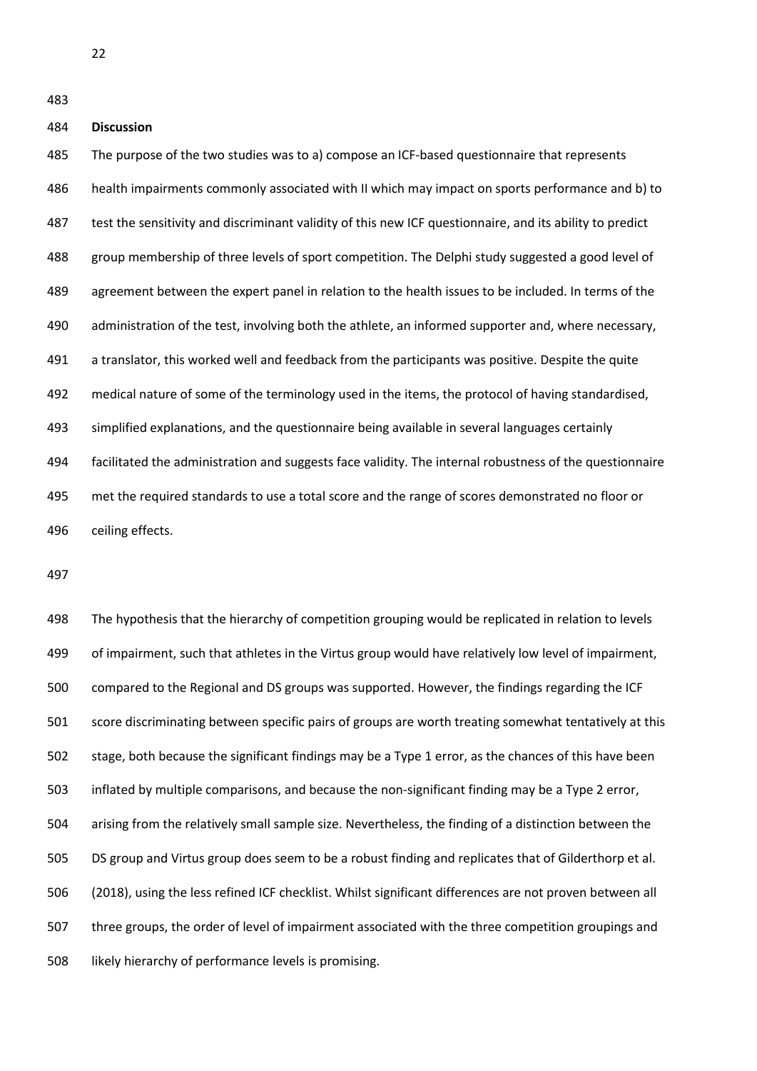## Discussion

The purpose of the two studies was to a) compose an ICF-based questionnaire that represents health impairments commonly associated with II which may impact on sports performance and b) to test the sensitivity and discriminant validity of this new ICF questionnaire, and its ability to predict group membership of three levels of sport competition. The Delphi study suggested a good level of agreement between the expert panel in relation to the health issues to be included. In terms of the administration of the test, involving both the athlete, an informed supporter and, where necessary, a translator, this worked well and feedback from the participants was positive. Despite the quite medical nature of some of the terminology used in the items, the protocol of having standardised, simplified explanations, and the questionnaire being available in several languages certainly facilitated the administration and suggests face validity. The internal robustness of the questionnaire met the required standards to use a total score and the range of scores demonstrated no floor or ceiling effects.

The hypothesis that the hierarchy of competition grouping would be replicated in relation to levels of impairment, such that athletes in the Virtus group would have relatively low level of impairment, compared to the Regional and DS groups was supported. However, the findings regarding the ICF score discriminating between specific pairs of groups are worth treating somewhat tentatively at this stage, both because the significant findings may be a Type 1 error, as the chances of this have been inflated by multiple comparisons, and because the non-significant finding may be a Type 2 error, arising from the relatively small sample size. Nevertheless, the finding of a distinction between the DS group and Virtus group does seem to be a robust finding and replicates that of Gilderthorp et al. (2018), using the less refined ICF checklist. Whilst significant differences are not proven between all three groups, the order of level of impairment associated with the three competition groupings and likely hierarchy of performance levels is promising.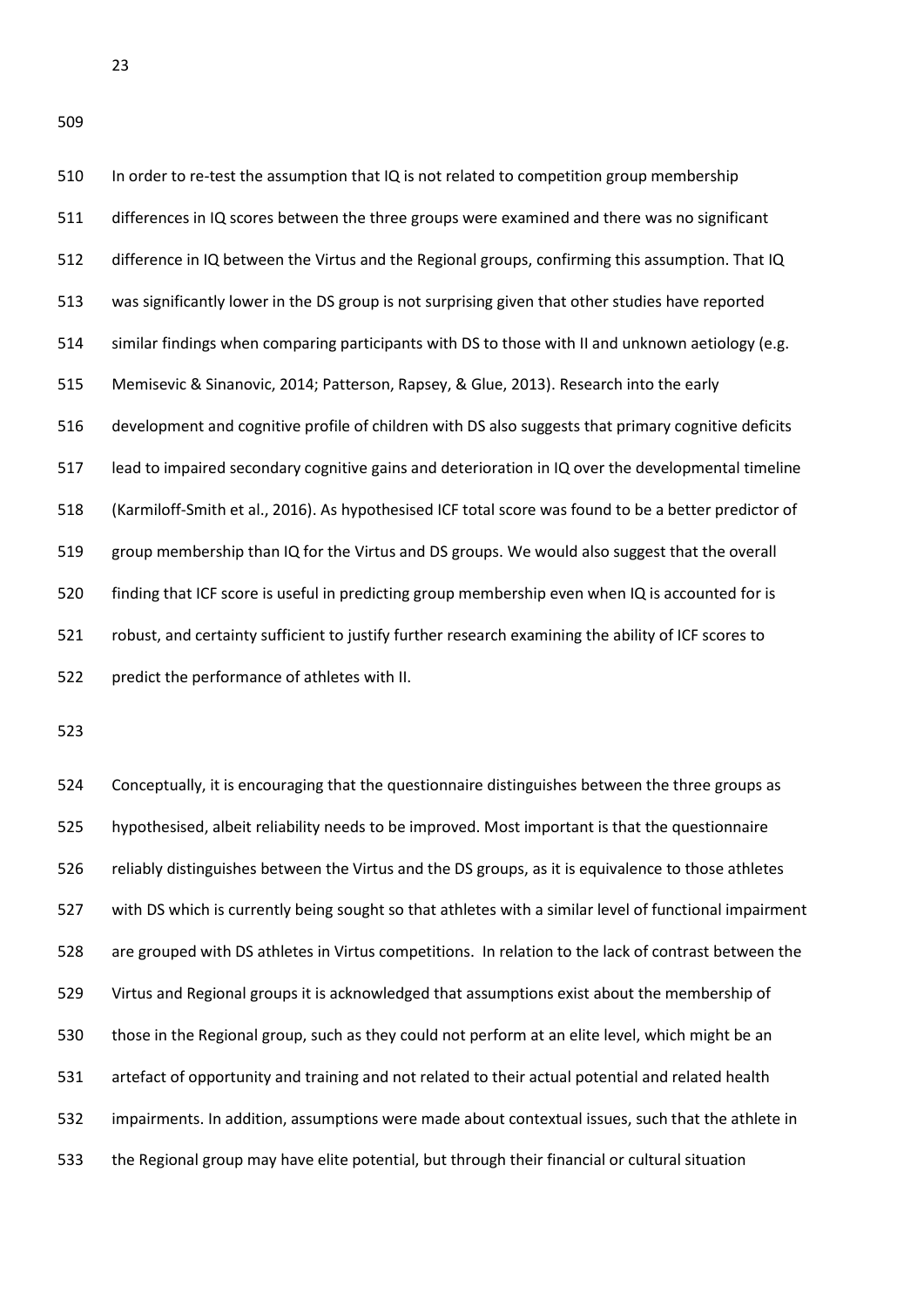In order to re-test the assumption that IQ is not related to competition group membership differences in IQ scores between the three groups were examined and there was no significant difference in IQ between the Virtus and the Regional groups, confirming this assumption. That IQ was significantly lower in the DS group is not surprising given that other studies have reported similar findings when comparing participants with DS to those with II and unknown aetiology (e.g. Memisevic & Sinanovic, 2014; Patterson, Rapsey, & Glue, 2013). Research into the early development and cognitive profile of children with DS also suggests that primary cognitive deficits lead to impaired secondary cognitive gains and deterioration in IQ over the developmental timeline (Karmiloff-Smith et al., 2016). As hypothesised ICF total score was found to be a better predictor of group membership than IQ for the Virtus and DS groups. We would also suggest that the overall finding that ICF score is useful in predicting group membership even when IQ is accounted for is robust, and certainty sufficient to justify further research examining the ability of ICF scores to predict the performance of athletes with II.

Conceptually, it is encouraging that the questionnaire distinguishes between the three groups as hypothesised, albeit reliability needs to be improved. Most important is that the questionnaire reliably distinguishes between the Virtus and the DS groups, as it is equivalence to those athletes with DS which is currently being sought so that athletes with a similar level of functional impairment are grouped with DS athletes in Virtus competitions. In relation to the lack of contrast between the Virtus and Regional groups it is acknowledged that assumptions exist about the membership of those in the Regional group, such as they could not perform at an elite level, which might be an artefact of opportunity and training and not related to their actual potential and related health impairments. In addition, assumptions were made about contextual issues, such that the athlete in the Regional group may have elite potential, but through their financial or cultural situation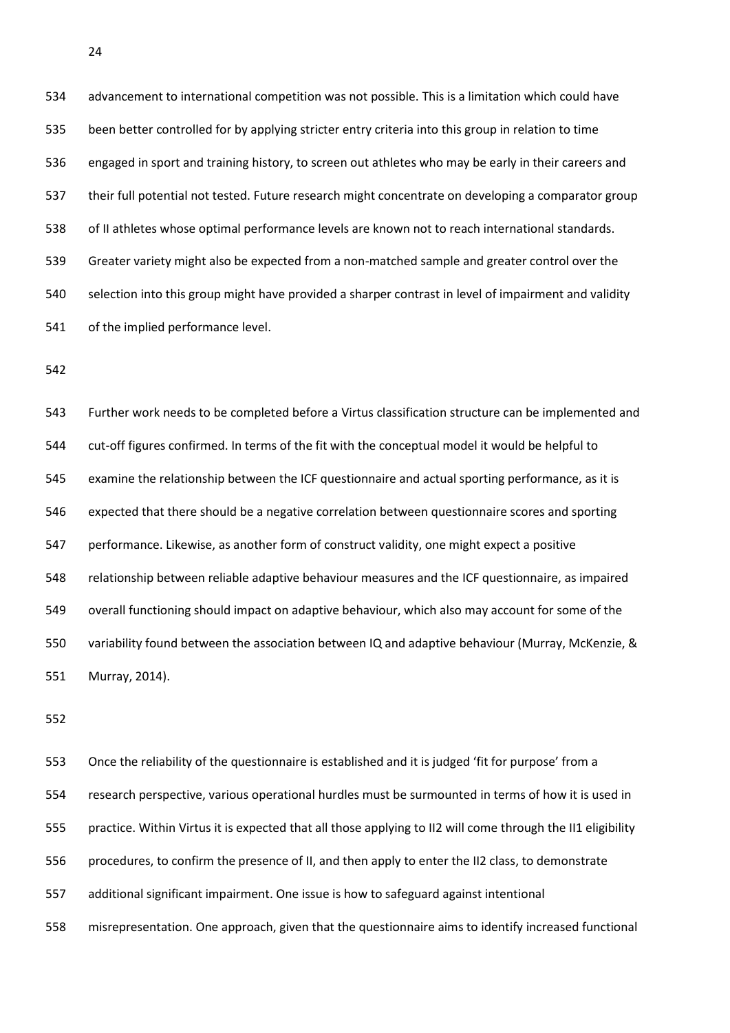advancement to international competition was not possible. This is a limitation which could have been better controlled for by applying stricter entry criteria into this group in relation to time engaged in sport and training history, to screen out athletes who may be early in their careers and their full potential not tested. Future research might concentrate on developing a comparator group of II athletes whose optimal performance levels are known not to reach international standards. Greater variety might also be expected from a non-matched sample and greater control over the selection into this group might have provided a sharper contrast in level of impairment and validity of the implied performance level.

Further work needs to be completed before a Virtus classification structure can be implemented and cut-off figures confirmed. In terms of the fit with the conceptual model it would be helpful to examine the relationship between the ICF questionnaire and actual sporting performance, as it is expected that there should be a negative correlation between questionnaire scores and sporting performance. Likewise, as another form of construct validity, one might expect a positive relationship between reliable adaptive behaviour measures and the ICF questionnaire, as impaired overall functioning should impact on adaptive behaviour, which also may account for some of the variability found between the association between IQ and adaptive behaviour (Murray, McKenzie, & Murray, 2014).

Once the reliability of the questionnaire is established and it is judged 'fit for purpose' from a research perspective, various operational hurdles must be surmounted in terms of how it is used in practice. Within Virtus it is expected that all those applying to II2 will come through the II1 eligibility procedures, to confirm the presence of II, and then apply to enter the II2 class, to demonstrate additional significant impairment. One issue is how to safeguard against intentional misrepresentation. One approach, given that the questionnaire aims to identify increased functional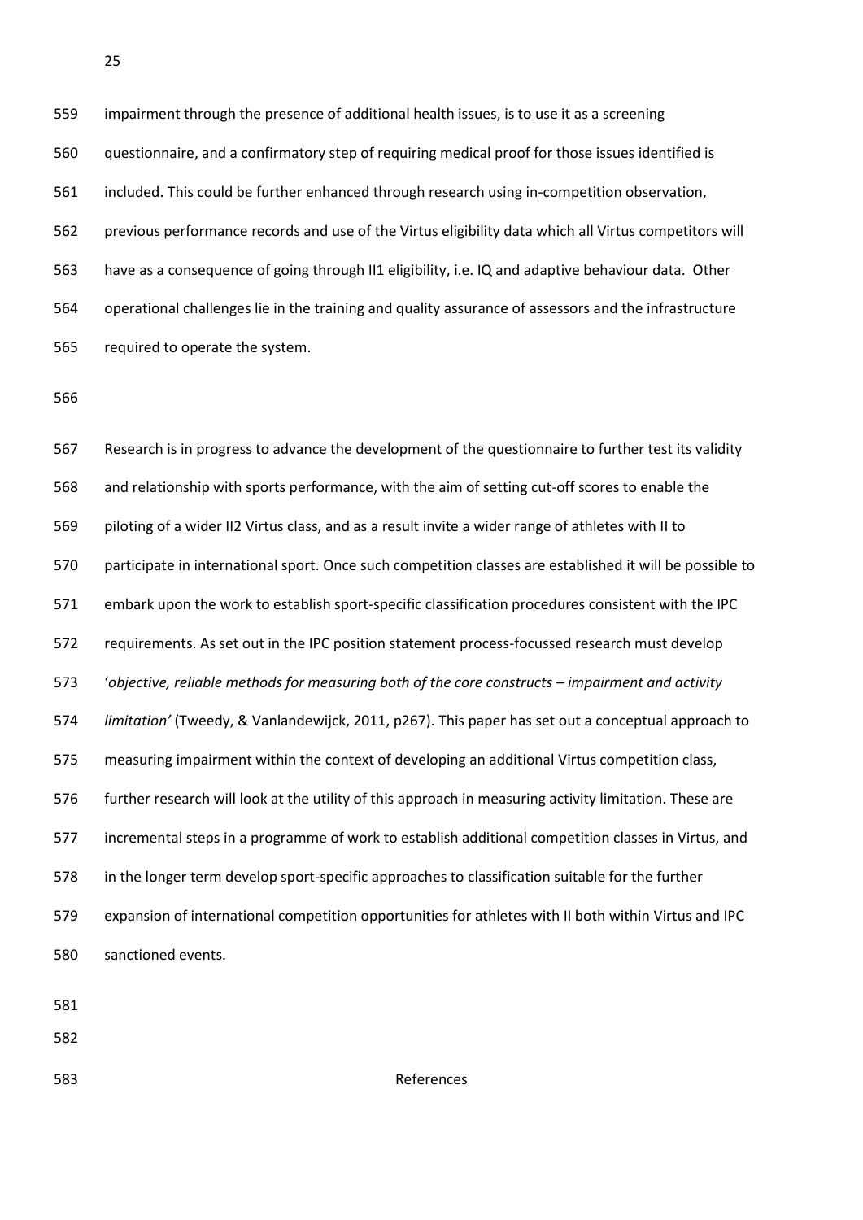impairment through the presence of additional health issues, is to use it as a screening questionnaire, and a confirmatory step of requiring medical proof for those issues identified is included. This could be further enhanced through research using in-competition observation, previous performance records and use of the Virtus eligibility data which all Virtus competitors will have as a consequence of going through II1 eligibility, i.e. IQ and adaptive behaviour data. Other operational challenges lie in the training and quality assurance of assessors and the infrastructure required to operate the system.

Research is in progress to advance the development of the questionnaire to further test its validity and relationship with sports performance, with the aim of setting cut-off scores to enable the piloting of a wider II2 Virtus class, and as a result invite a wider range of athletes with II to participate in international sport. Once such competition classes are established it will be possible to embark upon the work to establish sport-specific classification procedures consistent with the IPC requirements. As set out in the IPC position statement process-focussed research must develop '*objective, reliable methods for measuring both of the core constructs – impairment and activity limitation'* (Tweedy, & Vanlandewijck, 2011, p267). This paper has set out a conceptual approach to measuring impairment within the context of developing an additional Virtus competition class, further research will look at the utility of this approach in measuring activity limitation. These are incremental steps in a programme of work to establish additional competition classes in Virtus, and in the longer term develop sport-specific approaches to classification suitable for the further expansion of international competition opportunities for athletes with II both within Virtus and IPC sanctioned events.

# References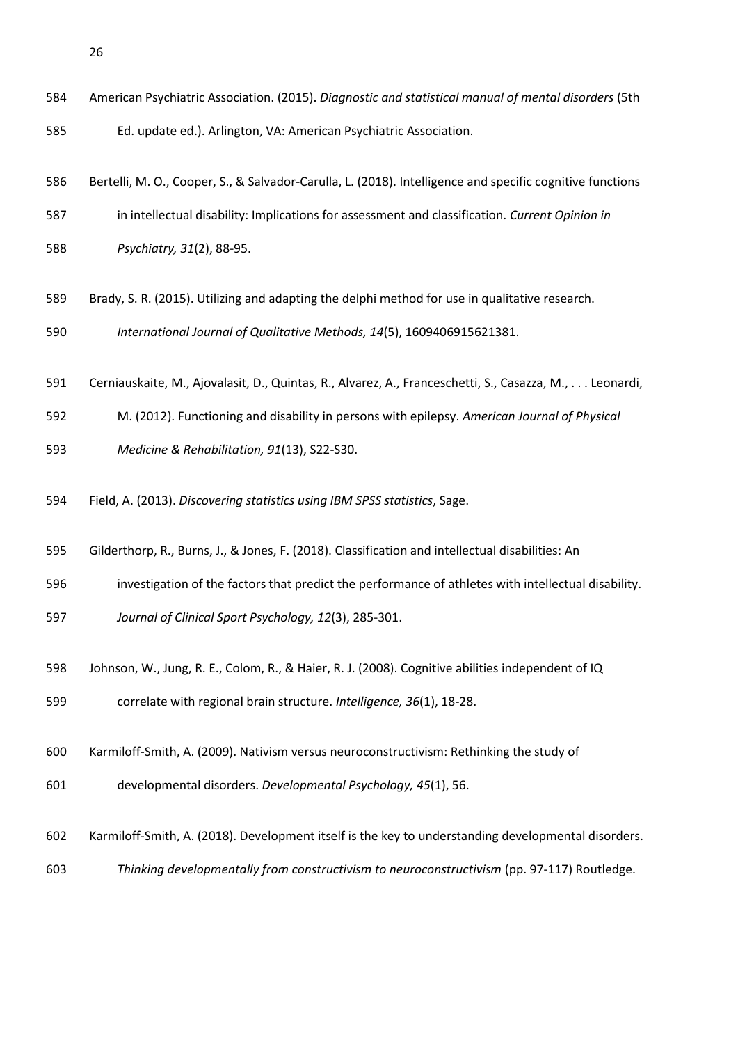American Psychiatric Association. (2015). *Diagnostic and statistical manual of mental disorders* (5th Ed. update ed.). Arlington, VA: American Psychiatric Association.

Bertelli, M. O., Cooper, S., & Salvador-Carulla, L. (2018). Intelligence and specific cognitive functions in intellectual disability: Implications for assessment and classification. *Current Opinion in Psychiatry, 31*(2), 88-95.

Brady, S. R. (2015). Utilizing and adapting the delphi method for use in qualitative research. *International Journal of Qualitative Methods, 14*(5), 1609406915621381.

Cerniauskaite, M., Ajovalasit, D., Quintas, R., Alvarez, A., Franceschetti, S., Casazza, M., . . . Leonardi, M. (2012). Functioning and disability in persons with epilepsy. *American Journal of Physical Medicine & Rehabilitation, 91*(13), S22-S30.

Field, A. (2013). *Discovering statistics using IBM SPSS statistics*, Sage.

Gilderthorp, R., Burns, J., & Jones, F. (2018). Classification and intellectual disabilities: An investigation of the factors that predict the performance of athletes with intellectual disability. *Journal of Clinical Sport Psychology, 12*(3), 285-301.

Johnson, W., Jung, R. E., Colom, R., & Haier, R. J. (2008). Cognitive abilities independent of IQ correlate with regional brain structure. *Intelligence, 36*(1), 18-28.

Karmiloff-Smith, A. (2009). Nativism versus neuroconstructivism: Rethinking the study of developmental disorders. *Developmental Psychology, 45*(1), 56.

Karmiloff-Smith, A. (2018). Development itself is the key to understanding developmental disorders. *Thinking developmentally from constructivism to neuroconstructivism* (pp. 97-117) Routledge.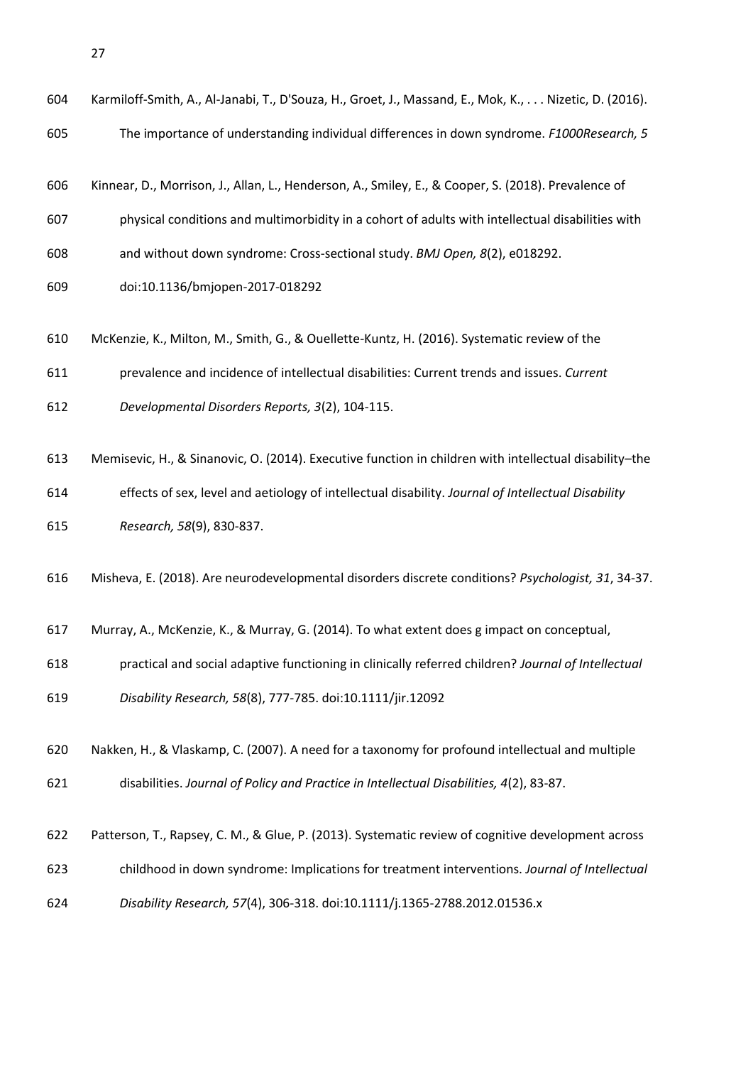Karmiloff-Smith, A., Al-Janabi, T., D'Souza, H., Groet, J., Massand, E., Mok, K., . . . Nizetic, D. (2016). The importance of understanding individual differences in down syndrome. *F1000Research, 5*

Kinnear, D., Morrison, J., Allan, L., Henderson, A., Smiley, E., & Cooper, S. (2018). Prevalence of physical conditions and multimorbidity in a cohort of adults with intellectual disabilities with and without down syndrome: Cross-sectional study. *BMJ Open, 8*(2), e018292. doi:10.1136/bmjopen-2017-018292

McKenzie, K., Milton, M., Smith, G., & Ouellette-Kuntz, H. (2016). Systematic review of the prevalence and incidence of intellectual disabilities: Current trends and issues. *Current Developmental Disorders Reports, 3*(2), 104-115.

Memisevic, H., & Sinanovic, O. (2014). Executive function in children with intellectual disability–the effects of sex, level and aetiology of intellectual disability. *Journal of Intellectual Disability Research, 58*(9), 830-837.

Misheva, E. (2018). Are neurodevelopmental disorders discrete conditions? *Psychologist, 31*, 34-37.

Murray, A., McKenzie, K., & Murray, G. (2014). To what extent does g impact on conceptual, practical and social adaptive functioning in clinically referred children? *Journal of Intellectual Disability Research, 58*(8), 777-785. doi:10.1111/jir.12092

Nakken, H., & Vlaskamp, C. (2007). A need for a taxonomy for profound intellectual and multiple disabilities. *Journal of Policy and Practice in Intellectual Disabilities, 4*(2), 83-87.

Patterson, T., Rapsey, C. M., & Glue, P. (2013). Systematic review of cognitive development across childhood in down syndrome: Implications for treatment interventions. *Journal of Intellectual Disability Research, 57*(4), 306-318. doi:10.1111/j.1365-2788.2012.01536.x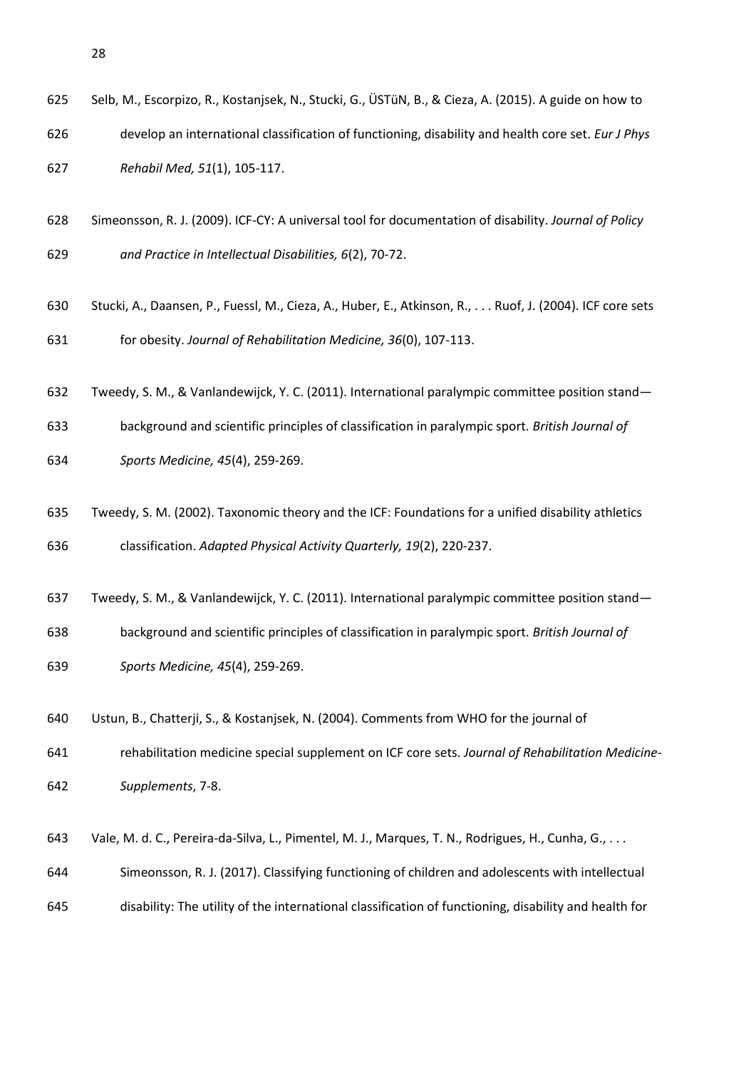Selb, M., Escorpizo, R., Kostanjsek, N., Stucki, G., ÜSTüN, B., & Cieza, A. (2015). A guide on how to develop an international classification of functioning, disability and health core set. *Eur J Phys Rehabil Med, 51*(1), 105-117.

Simeonsson, R. J. (2009). ICF-CY: A universal tool for documentation of disability. *Journal of Policy and Practice in Intellectual Disabilities, 6*(2), 70-72.

Stucki, A., Daansen, P., Fuessl, M., Cieza, A., Huber, E., Atkinson, R., . . . Ruof, J. (2004). ICF core sets for obesity. *Journal of Rehabilitation Medicine, 36*(0), 107-113.

Tweedy, S. M., & Vanlandewijck, Y. C. (2011). International paralympic committee position stand—background and scientific principles of classification in paralympic sport. *British Journal of Sports Medicine, 45*(4), 259-269.

Tweedy, S. M. (2002). Taxonomic theory and the ICF: Foundations for a unified disability athletics classification. *Adapted Physical Activity Quarterly, 19*(2), 220-237.

Tweedy, S. M., & Vanlandewijck, Y. C. (2011). International paralympic committee position stand—background and scientific principles of classification in paralympic sport. *British Journal of Sports Medicine, 45*(4), 259-269.

Ustun, B., Chatterji, S., & Kostanjsek, N. (2004). Comments from WHO for the journal of rehabilitation medicine special supplement on ICF core sets. *Journal of Rehabilitation Medicine-Supplements*, 7-8.

Vale, M. d. C., Pereira-da-Silva, L., Pimentel, M. J., Marques, T. N., Rodrigues, H., Cunha, G., . . . Simeonsson, R. J. (2017). Classifying functioning of children and adolescents with intellectual disability: The utility of the international classification of functioning, disability and health for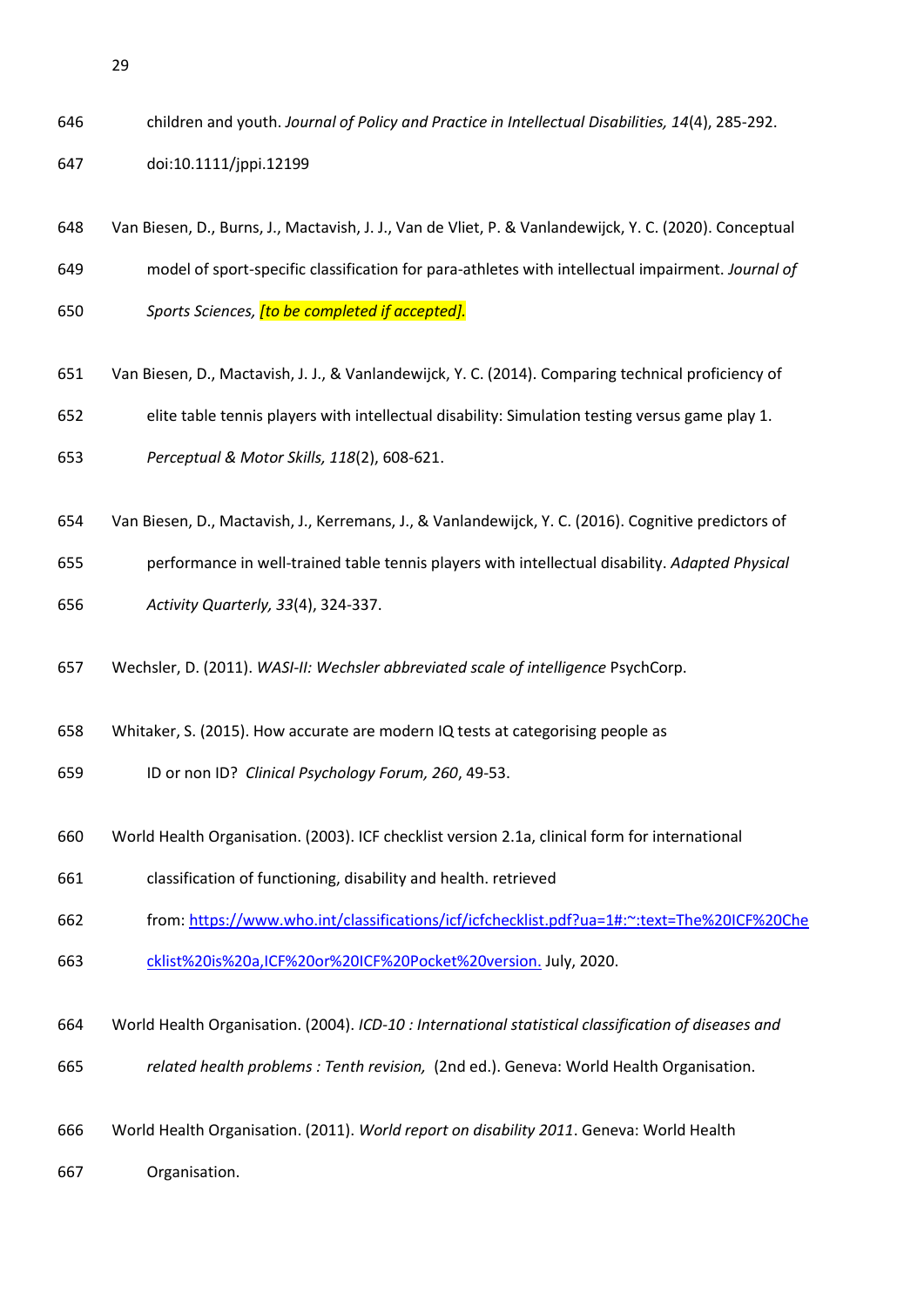children and youth. *Journal of Policy and Practice in Intellectual Disabilities, 14*(4), 285-292. doi:10.1111/jppi.12199

Van Biesen, D., Burns, J., Mactavish, J. J., Van de Vliet, P. & Vanlandewijck, Y. C. (2020). Conceptual model of sport-specific classification for para-athletes with intellectual impairment. *Journal of Sports Sciences, [to be completed if accepted].*

Van Biesen, D., Mactavish, J. J., & Vanlandewijck, Y. C. (2014). Comparing technical proficiency of elite table tennis players with intellectual disability: Simulation testing versus game play 1. *Perceptual & Motor Skills, 118*(2), 608-621.

Van Biesen, D., Mactavish, J., Kerremans, J., & Vanlandewijck, Y. C. (2016). Cognitive predictors of performance in well-trained table tennis players with intellectual disability. *Adapted Physical Activity Quarterly, 33*(4), 324-337.

Wechsler, D. (2011). *WASI-II: Wechsler abbreviated scale of intelligence* PsychCorp.

Whitaker, S. (2015). How accurate are modern IQ tests at categorising people as ID or non ID? *Clinical Psychology Forum, 260*, 49-53.

World Health Organisation. (2003). ICF checklist version 2.1a, clinical form for international classification of functioning, disability and health. retrieved from: https://www.who.int/classifications/icf/icfchecklist.pdf?ua=1#:~:text=The%20ICF%20Checklist%20is%20a,ICF%20or%20ICF%20Pocket%20version. July, 2020.

World Health Organisation. (2004). *ICD-10 : International statistical classification of diseases and related health problems : Tenth revision,* (2nd ed.). Geneva: World Health Organisation.

World Health Organisation. (2011). *World report on disability 2011*. Geneva: World Health Organisation.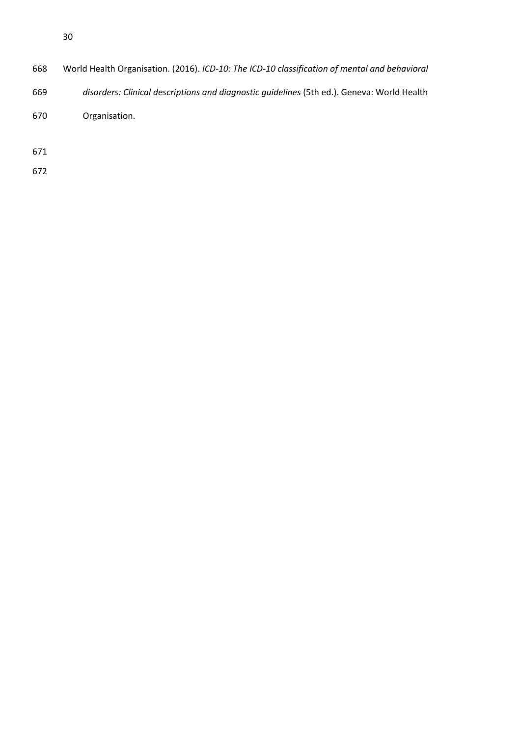World Health Organisation. (2016). *ICD-10: The ICD-10 classification of mental and behavioral disorders: Clinical descriptions and diagnostic guidelines* (5th ed.). Geneva: World Health Organisation.